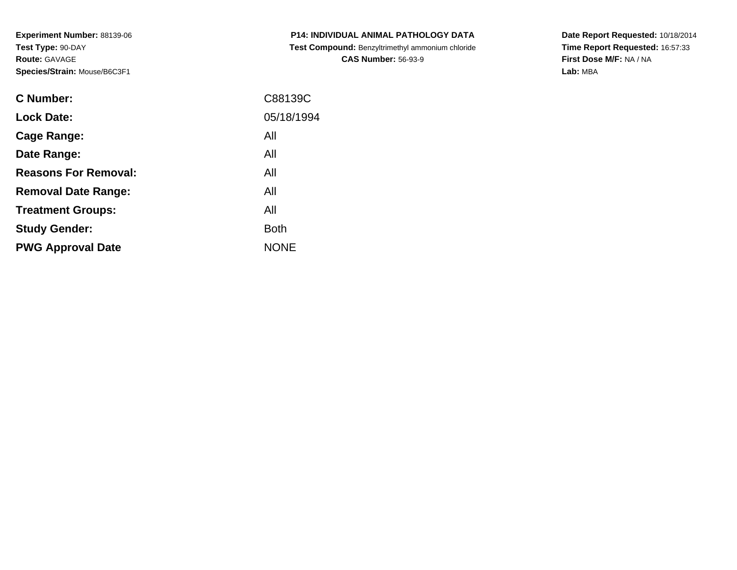**Experiment Number:** 88139-06
**Test Type:** 90-DAY
**Route:** GAVAGE
**Species/Strain:** Mouse/B6C3F1

**P14: INDIVIDUAL ANIMAL PATHOLOGY DATA**
**Test Compound:** Benzyltrimethyl ammonium chloride
**CAS Number:** 56-93-9

**Date Report Requested:** 10/18/2014
**Time Report Requested:** 16:57:33
**First Dose M/F:** NA / NA
**Lab:** MBA

| | |
|---|---|
| **C Number:** | C88139C |
| **Lock Date:** | 05/18/1994 |
| **Cage Range:** | All |
| **Date Range:** | All |
| **Reasons For Removal:** | All |
| **Removal Date Range:** | All |
| **Treatment Groups:** | All |
| **Study Gender:** | Both |
| **PWG Approval Date** | NONE |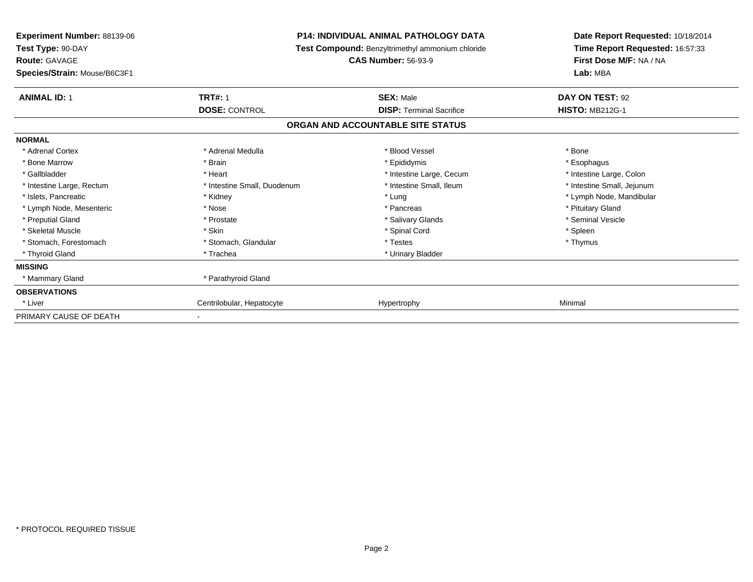**Experiment Number:** 88139-06
**Test Type:** 90-DAY
**Route:** GAVAGE
**Species/Strain:** Mouse/B6C3F1

**P14: INDIVIDUAL ANIMAL PATHOLOGY DATA**
**Test Compound:** Benzyltrimethyl ammonium chloride
**CAS Number:** 56-93-9

**Date Report Requested:** 10/18/2014
**Time Report Requested:** 16:57:33
**First Dose M/F:** NA / NA
**Lab:** MBA

| **ANIMAL ID:** 1 | **TRT#:** 1 | **SEX:** Male | **DAY ON TEST:** 92 |
|---|---|---|---|
| | **DOSE:** CONTROL | **DISP:** Terminal Sacrifice | **HISTO:** MB212G-1 |

## ORGAN AND ACCOUNTABLE SITE STATUS

| | | | |
|---|---|---|---|
| **NORMAL** | | | |
| * Adrenal Cortex | * Adrenal Medulla | * Blood Vessel | * Bone |
| * Bone Marrow | * Brain | * Epididymis | * Esophagus |
| * Gallbladder | * Heart | * Intestine Large, Cecum | * Intestine Large, Colon |
| * Intestine Large, Rectum | * Intestine Small, Duodenum | * Intestine Small, Ileum | * Intestine Small, Jejunum |
| * Islets, Pancreatic | * Kidney | * Lung | * Lymph Node, Mandibular |
| * Lymph Node, Mesenteric | * Nose | * Pancreas | * Pituitary Gland |
| * Preputial Gland | * Prostate | * Salivary Glands | * Seminal Vesicle |
| * Skeletal Muscle | * Skin | * Spinal Cord | * Spleen |
| * Stomach, Forestomach | * Stomach, Glandular | * Testes | * Thymus |
| * Thyroid Gland | * Trachea | * Urinary Bladder | |
| **MISSING** | | | |
| * Mammary Gland | * Parathyroid Gland | | |
| **OBSERVATIONS** | | | |
| * Liver | Centrilobular, Hepatocyte | Hypertrophy | Minimal |
| PRIMARY CAUSE OF DEATH | - | | |

* PROTOCOL REQUIRED TISSUE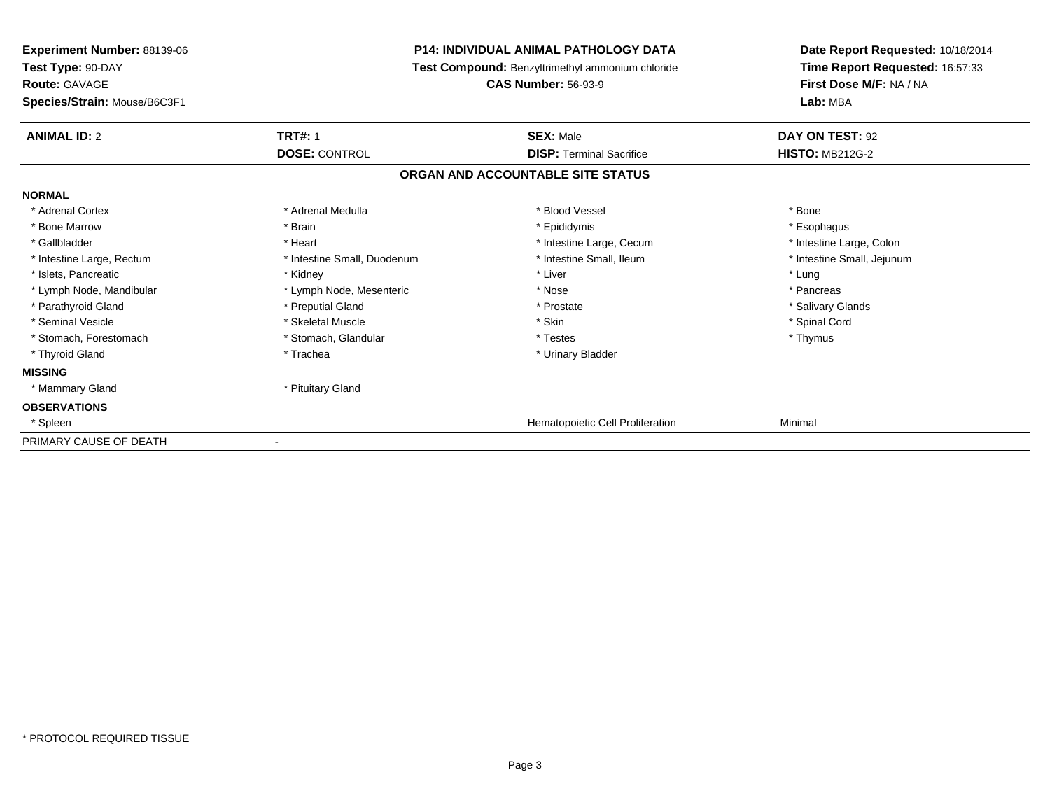**Experiment Number:** 88139-06
**Test Type:** 90-DAY
**Route:** GAVAGE
**Species/Strain:** Mouse/B6C3F1

**P14: INDIVIDUAL ANIMAL PATHOLOGY DATA**
**Test Compound:** Benzyltrimethyl ammonium chloride
**CAS Number:** 56-93-9

**Date Report Requested:** 10/18/2014
**Time Report Requested:** 16:57:33
**First Dose M/F:** NA / NA
**Lab:** MBA

| **ANIMAL ID:** 2 | **TRT#:** 1 | **SEX:** Male | **DAY ON TEST:** 92 |
|---|---|---|---|
| | **DOSE:** CONTROL | **DISP:** Terminal Sacrifice | **HISTO:** MB212G-2 |

## ORGAN AND ACCOUNTABLE SITE STATUS

| | | | |
|---|---|---|---|
| **NORMAL** | | | |
| * Adrenal Cortex | * Adrenal Medulla | * Blood Vessel | * Bone |
| * Bone Marrow | * Brain | * Epididymis | * Esophagus |
| * Gallbladder | * Heart | * Intestine Large, Cecum | * Intestine Large, Colon |
| * Intestine Large, Rectum | * Intestine Small, Duodenum | * Intestine Small, Ileum | * Intestine Small, Jejunum |
| * Islets, Pancreatic | * Kidney | * Liver | * Lung |
| * Lymph Node, Mandibular | * Lymph Node, Mesenteric | * Nose | * Pancreas |
| * Parathyroid Gland | * Preputial Gland | * Prostate | * Salivary Glands |
| * Seminal Vesicle | * Skeletal Muscle | * Skin | * Spinal Cord |
| * Stomach, Forestomach | * Stomach, Glandular | * Testes | * Thymus |
| * Thyroid Gland | * Trachea | * Urinary Bladder | |
| **MISSING** | | | |
| * Mammary Gland | * Pituitary Gland | | |
| **OBSERVATIONS** | | | |
| * Spleen | | Hematopoietic Cell Proliferation | Minimal |
| PRIMARY CAUSE OF DEATH | - | | |

* PROTOCOL REQUIRED TISSUE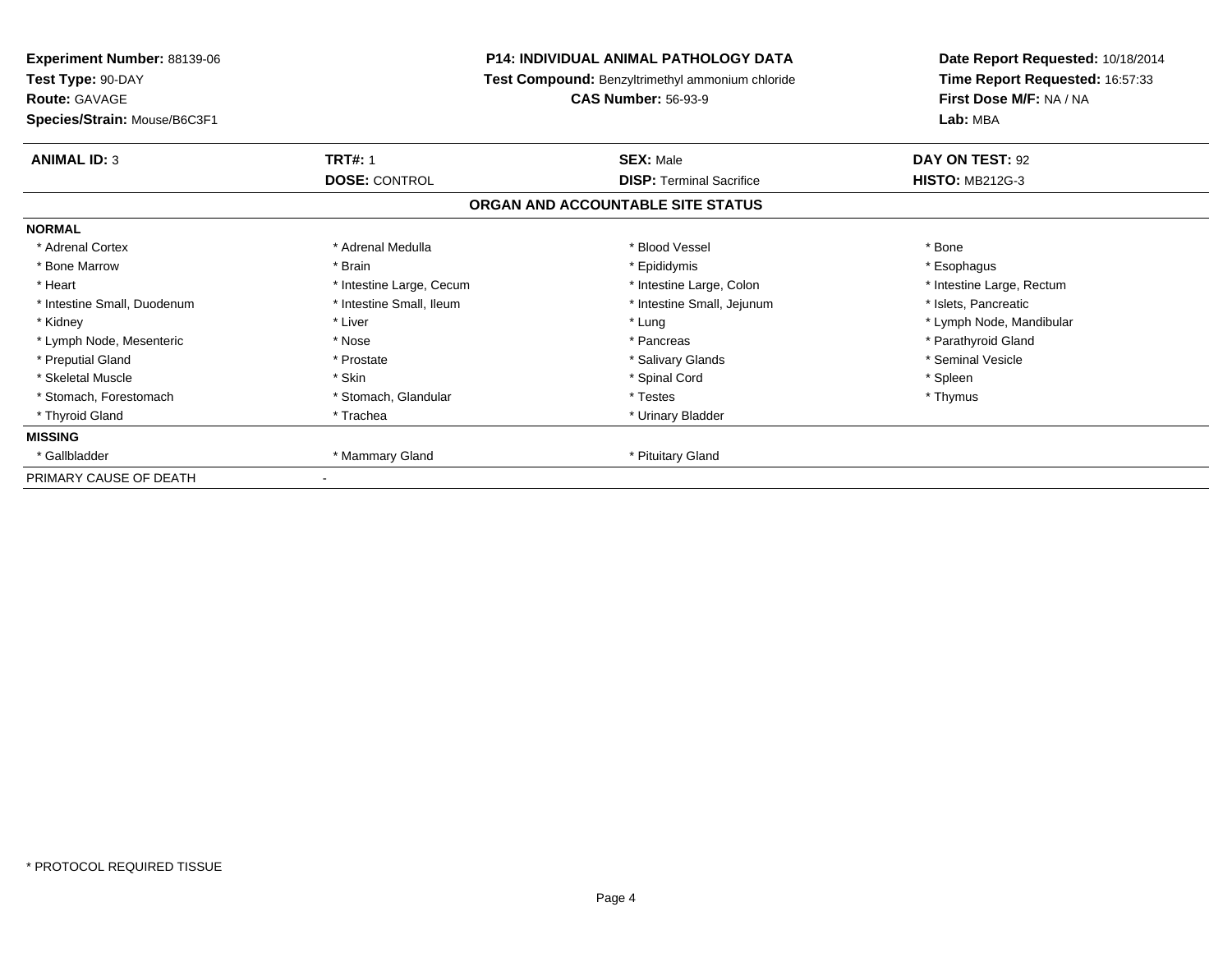**Experiment Number:** 88139-06
**Test Type:** 90-DAY
**Route:** GAVAGE
**Species/Strain:** Mouse/B6C3F1

**P14: INDIVIDUAL ANIMAL PATHOLOGY DATA**
**Test Compound:** Benzyltrimethyl ammonium chloride
**CAS Number:** 56-93-9

**Date Report Requested:** 10/18/2014
**Time Report Requested:** 16:57:33
**First Dose M/F:** NA / NA
**Lab:** MBA

| **ANIMAL ID:** 3 | **TRT#:** 1 | **SEX:** Male | **DAY ON TEST:** 92 |
|---|---|---|---|
| | **DOSE:** CONTROL | **DISP:** Terminal Sacrifice | **HISTO:** MB212G-3 |

**ORGAN AND ACCOUNTABLE SITE STATUS**

| **NORMAL** | | | |
|---|---|---|---|
| * Adrenal Cortex | * Adrenal Medulla | * Blood Vessel | * Bone |
| * Bone Marrow | * Brain | * Epididymis | * Esophagus |
| * Heart | * Intestine Large, Cecum | * Intestine Large, Colon | * Intestine Large, Rectum |
| * Intestine Small, Duodenum | * Intestine Small, Ileum | * Intestine Small, Jejunum | * Islets, Pancreatic |
| * Kidney | * Liver | * Lung | * Lymph Node, Mandibular |
| * Lymph Node, Mesenteric | * Nose | * Pancreas | * Parathyroid Gland |
| * Preputial Gland | * Prostate | * Salivary Glands | * Seminal Vesicle |
| * Skeletal Muscle | * Skin | * Spinal Cord | * Spleen |
| * Stomach, Forestomach | * Stomach, Glandular | * Testes | * Thymus |
| * Thyroid Gland | * Trachea | * Urinary Bladder | |
| **MISSING** | | | |
| * Gallbladder | * Mammary Gland | * Pituitary Gland | |
| PRIMARY CAUSE OF DEATH | - | | |

* PROTOCOL REQUIRED TISSUE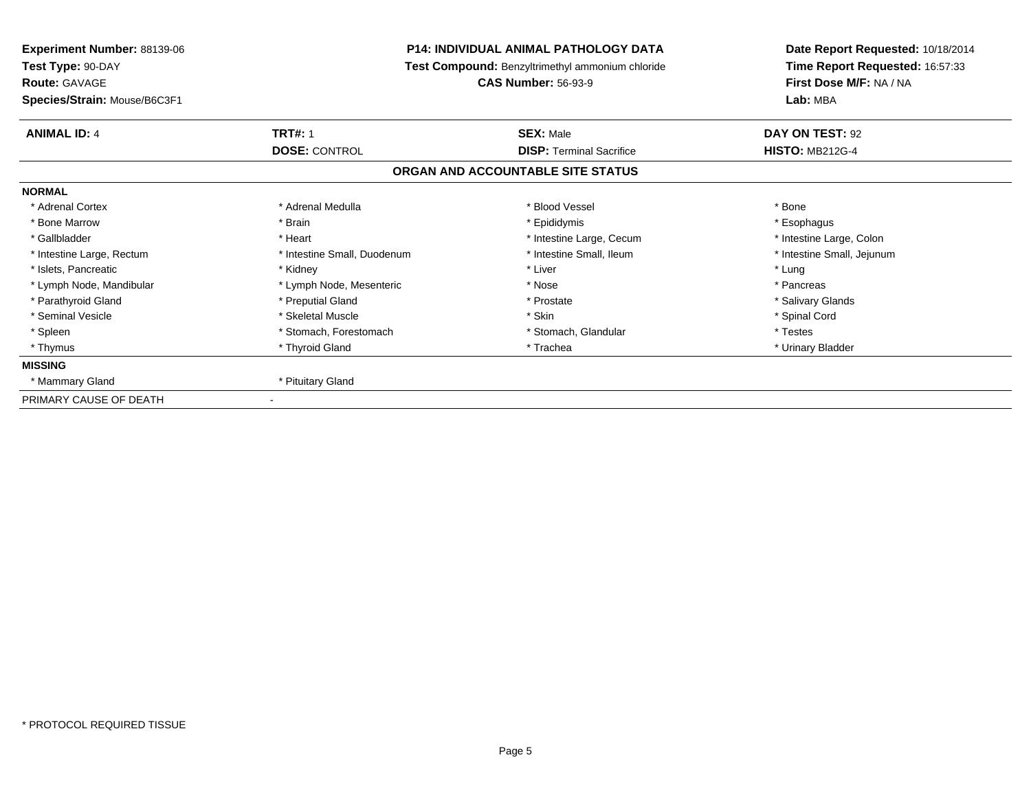**Experiment Number:** 88139-06
**Test Type:** 90-DAY
**Route:** GAVAGE
**Species/Strain:** Mouse/B6C3F1

**P14: INDIVIDUAL ANIMAL PATHOLOGY DATA**
**Test Compound:** Benzyltrimethyl ammonium chloride
**CAS Number:** 56-93-9

**Date Report Requested:** 10/18/2014
**Time Report Requested:** 16:57:33
**First Dose M/F:** NA / NA
**Lab:** MBA

| **ANIMAL ID:** 4 | **TRT#:** 1 | **SEX:** Male | **DAY ON TEST:** 92 |
|---|---|---|---|
| | **DOSE:** CONTROL | **DISP:** Terminal Sacrifice | **HISTO:** MB212G-4 |

**ORGAN AND ACCOUNTABLE SITE STATUS**

| | | | |
|---|---|---|---|
| **NORMAL** | | | |
| * Adrenal Cortex | * Adrenal Medulla | * Blood Vessel | * Bone |
| * Bone Marrow | * Brain | * Epididymis | * Esophagus |
| * Gallbladder | * Heart | * Intestine Large, Cecum | * Intestine Large, Colon |
| * Intestine Large, Rectum | * Intestine Small, Duodenum | * Intestine Small, Ileum | * Intestine Small, Jejunum |
| * Islets, Pancreatic | * Kidney | * Liver | * Lung |
| * Lymph Node, Mandibular | * Lymph Node, Mesenteric | * Nose | * Pancreas |
| * Parathyroid Gland | * Preputial Gland | * Prostate | * Salivary Glands |
| * Seminal Vesicle | * Skeletal Muscle | * Skin | * Spinal Cord |
| * Spleen | * Stomach, Forestomach | * Stomach, Glandular | * Testes |
| * Thymus | * Thyroid Gland | * Trachea | * Urinary Bladder |
| **MISSING** | | | |
| * Mammary Gland | * Pituitary Gland | | |
| PRIMARY CAUSE OF DEATH | - | | |

* PROTOCOL REQUIRED TISSUE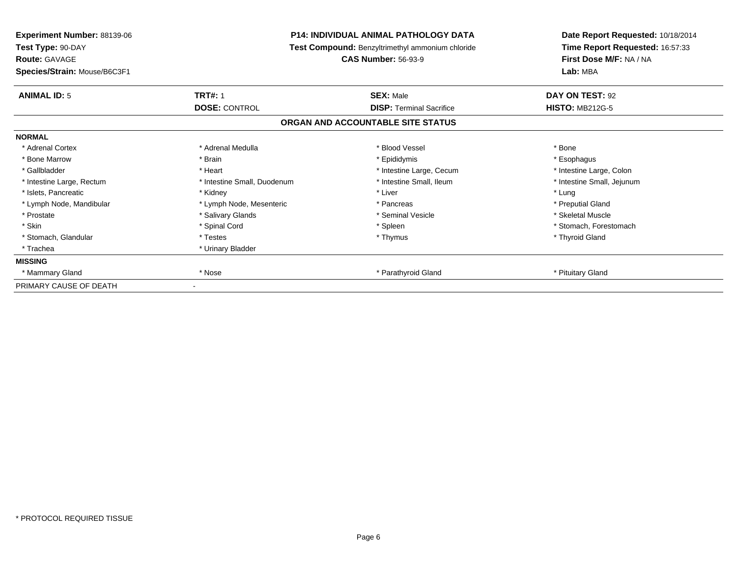**Experiment Number:** 88139-06
**Test Type:** 90-DAY
**Route:** GAVAGE
**Species/Strain:** Mouse/B6C3F1

**P14: INDIVIDUAL ANIMAL PATHOLOGY DATA**
**Test Compound:** Benzyltrimethyl ammonium chloride
**CAS Number:** 56-93-9

**Date Report Requested:** 10/18/2014
**Time Report Requested:** 16:57:33
**First Dose M/F:** NA / NA
**Lab:** MBA

| **ANIMAL ID:** 5 | **TRT#:** 1 | **SEX:** Male | **DAY ON TEST:** 92 |
|---|---|---|---|
| | **DOSE:** CONTROL | **DISP:** Terminal Sacrifice | **HISTO:** MB212G-5 |

## ORGAN AND ACCOUNTABLE SITE STATUS

| | | | |
|---|---|---|---|
| **NORMAL** | | | |
| * Adrenal Cortex | * Adrenal Medulla | * Blood Vessel | * Bone |
| * Bone Marrow | * Brain | * Epididymis | * Esophagus |
| * Gallbladder | * Heart | * Intestine Large, Cecum | * Intestine Large, Colon |
| * Intestine Large, Rectum | * Intestine Small, Duodenum | * Intestine Small, Ileum | * Intestine Small, Jejunum |
| * Islets, Pancreatic | * Kidney | * Liver | * Lung |
| * Lymph Node, Mandibular | * Lymph Node, Mesenteric | * Pancreas | * Preputial Gland |
| * Prostate | * Salivary Glands | * Seminal Vesicle | * Skeletal Muscle |
| * Skin | * Spinal Cord | * Spleen | * Stomach, Forestomach |
| * Stomach, Glandular | * Testes | * Thymus | * Thyroid Gland |
| * Trachea | * Urinary Bladder | | |
| **MISSING** | | | |
| * Mammary Gland | * Nose | * Parathyroid Gland | * Pituitary Gland |
| PRIMARY CAUSE OF DEATH | - | | |

* PROTOCOL REQUIRED TISSUE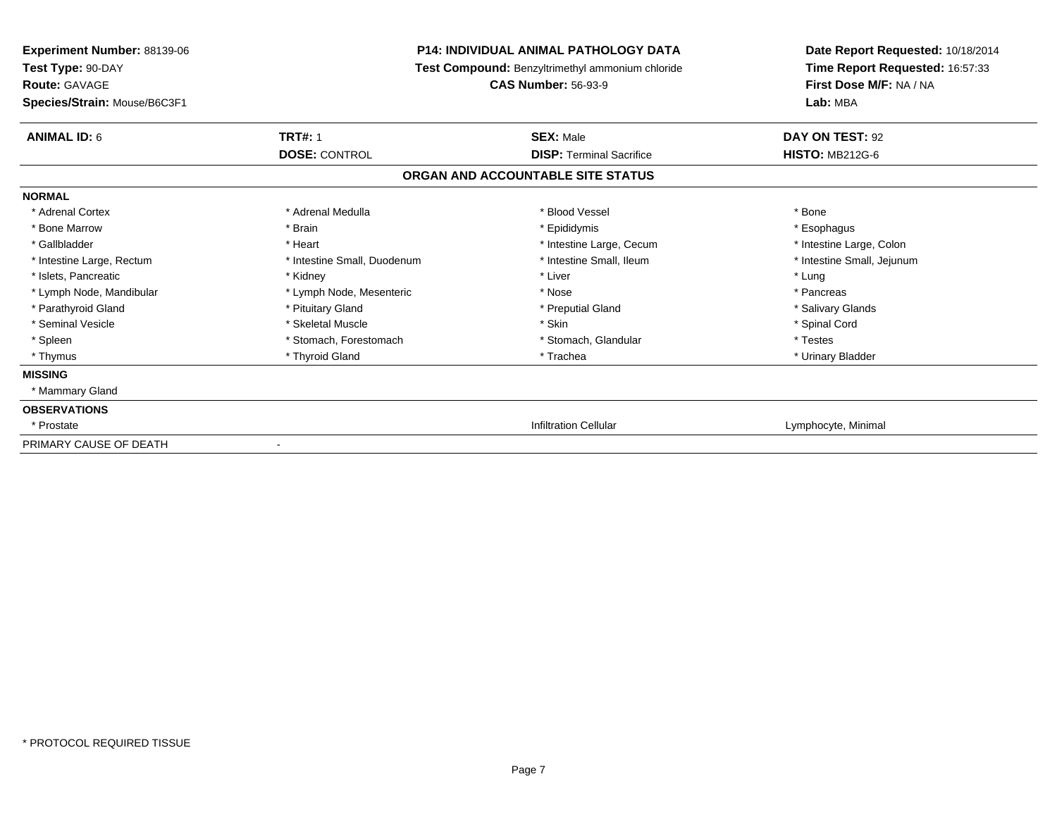**Experiment Number:** 88139-06
**Test Type:** 90-DAY
**Route:** GAVAGE
**Species/Strain:** Mouse/B6C3F1

**P14: INDIVIDUAL ANIMAL PATHOLOGY DATA**
**Test Compound:** Benzyltrimethyl ammonium chloride
**CAS Number:** 56-93-9

**Date Report Requested:** 10/18/2014
**Time Report Requested:** 16:57:33
**First Dose M/F:** NA / NA
**Lab:** MBA

| **ANIMAL ID:** 6 | **TRT#:** 1 | **SEX:** Male | **DAY ON TEST:** 92 |
|---|---|---|---|
| | **DOSE:** CONTROL | **DISP:** Terminal Sacrifice | **HISTO:** MB212G-6 |

## ORGAN AND ACCOUNTABLE SITE STATUS

| | | | |
|---|---|---|---|
| **NORMAL** | | | |
| * Adrenal Cortex | * Adrenal Medulla | * Blood Vessel | * Bone |
| * Bone Marrow | * Brain | * Epididymis | * Esophagus |
| * Gallbladder | * Heart | * Intestine Large, Cecum | * Intestine Large, Colon |
| * Intestine Large, Rectum | * Intestine Small, Duodenum | * Intestine Small, Ileum | * Intestine Small, Jejunum |
| * Islets, Pancreatic | * Kidney | * Liver | * Lung |
| * Lymph Node, Mandibular | * Lymph Node, Mesenteric | * Nose | * Pancreas |
| * Parathyroid Gland | * Pituitary Gland | * Preputial Gland | * Salivary Glands |
| * Seminal Vesicle | * Skeletal Muscle | * Skin | * Spinal Cord |
| * Spleen | * Stomach, Forestomach | * Stomach, Glandular | * Testes |
| * Thymus | * Thyroid Gland | * Trachea | * Urinary Bladder |
| **MISSING** | | | |
| * Mammary Gland | | | |
| **OBSERVATIONS** | | | |
| * Prostate | | Infiltration Cellular | Lymphocyte, Minimal |
| PRIMARY CAUSE OF DEATH | - | | |

* PROTOCOL REQUIRED TISSUE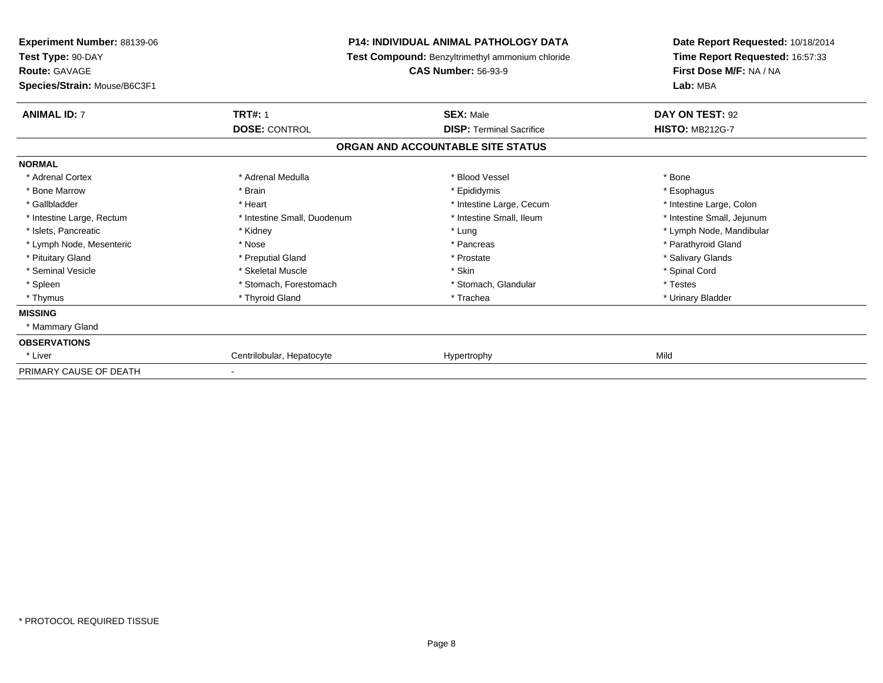**Experiment Number:** 88139-06
**Test Type:** 90-DAY
**Route:** GAVAGE
**Species/Strain:** Mouse/B6C3F1

**P14: INDIVIDUAL ANIMAL PATHOLOGY DATA**
**Test Compound:** Benzyltrimethyl ammonium chloride
**CAS Number:** 56-93-9

**Date Report Requested:** 10/18/2014
**Time Report Requested:** 16:57:33
**First Dose M/F:** NA / NA
**Lab:** MBA

| **ANIMAL ID:** 7 | **TRT#:** 1 | **SEX:** Male | **DAY ON TEST:** 92 |
|---|---|---|---|
| | **DOSE:** CONTROL | **DISP:** Terminal Sacrifice | **HISTO:** MB212G-7 |

**ORGAN AND ACCOUNTABLE SITE STATUS**

| | | | |
|---|---|---|---|
| **NORMAL** | | | |
| * Adrenal Cortex | * Adrenal Medulla | * Blood Vessel | * Bone |
| * Bone Marrow | * Brain | * Epididymis | * Esophagus |
| * Gallbladder | * Heart | * Intestine Large, Cecum | * Intestine Large, Colon |
| * Intestine Large, Rectum | * Intestine Small, Duodenum | * Intestine Small, Ileum | * Intestine Small, Jejunum |
| * Islets, Pancreatic | * Kidney | * Lung | * Lymph Node, Mandibular |
| * Lymph Node, Mesenteric | * Nose | * Pancreas | * Parathyroid Gland |
| * Pituitary Gland | * Preputial Gland | * Prostate | * Salivary Glands |
| * Seminal Vesicle | * Skeletal Muscle | * Skin | * Spinal Cord |
| * Spleen | * Stomach, Forestomach | * Stomach, Glandular | * Testes |
| * Thymus | * Thyroid Gland | * Trachea | * Urinary Bladder |
| **MISSING** | | | |
| * Mammary Gland | | | |
| **OBSERVATIONS** | | | |
| * Liver | Centrilobular, Hepatocyte | Hypertrophy | Mild |
| PRIMARY CAUSE OF DEATH | - | | |

* PROTOCOL REQUIRED TISSUE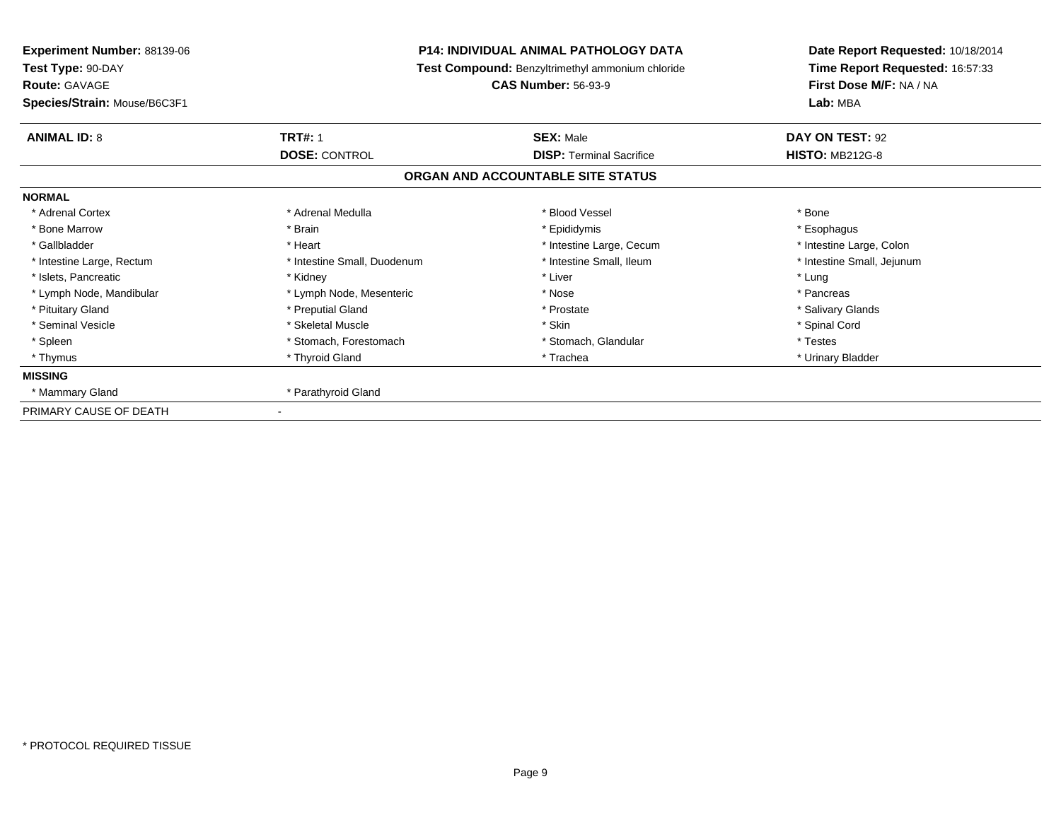**Experiment Number:** 88139-06
**Test Type:** 90-DAY
**Route:** GAVAGE
**Species/Strain:** Mouse/B6C3F1

**P14: INDIVIDUAL ANIMAL PATHOLOGY DATA**
**Test Compound:** Benzyltrimethyl ammonium chloride
**CAS Number:** 56-93-9

**Date Report Requested:** 10/18/2014
**Time Report Requested:** 16:57:33
**First Dose M/F:** NA / NA
**Lab:** MBA

| **ANIMAL ID:** 8 | **TRT#:** 1 | **SEX:** Male | **DAY ON TEST:** 92 |
|---|---|---|---|
| | **DOSE:** CONTROL | **DISP:** Terminal Sacrifice | **HISTO:** MB212G-8 |

## ORGAN AND ACCOUNTABLE SITE STATUS

**NORMAL**

| | | | |
|---|---|---|---|
| * Adrenal Cortex | * Adrenal Medulla | * Blood Vessel | * Bone |
| * Bone Marrow | * Brain | * Epididymis | * Esophagus |
| * Gallbladder | * Heart | * Intestine Large, Cecum | * Intestine Large, Colon |
| * Intestine Large, Rectum | * Intestine Small, Duodenum | * Intestine Small, Ileum | * Intestine Small, Jejunum |
| * Islets, Pancreatic | * Kidney | * Liver | * Lung |
| * Lymph Node, Mandibular | * Lymph Node, Mesenteric | * Nose | * Pancreas |
| * Pituitary Gland | * Preputial Gland | * Prostate | * Salivary Glands |
| * Seminal Vesicle | * Skeletal Muscle | * Skin | * Spinal Cord |
| * Spleen | * Stomach, Forestomach | * Stomach, Glandular | * Testes |
| * Thymus | * Thyroid Gland | * Trachea | * Urinary Bladder |

**MISSING**

| | |
|---|---|
| * Mammary Gland | * Parathyroid Gland |

PRIMARY CAUSE OF DEATH -

* PROTOCOL REQUIRED TISSUE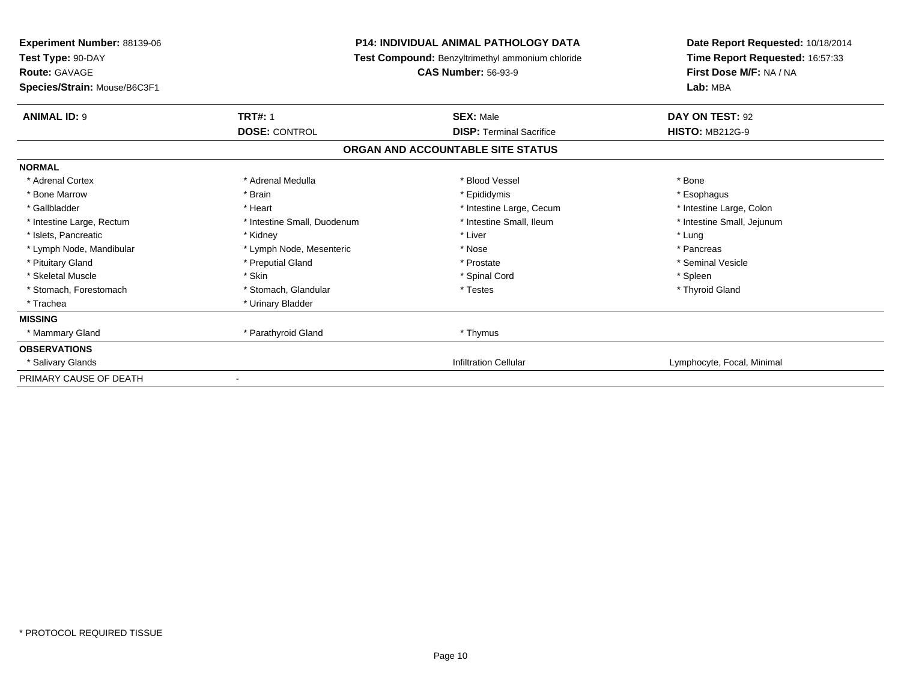**Experiment Number:** 88139-06
**Test Type:** 90-DAY
**Route:** GAVAGE
**Species/Strain:** Mouse/B6C3F1

**P14: INDIVIDUAL ANIMAL PATHOLOGY DATA**
**Test Compound:** Benzyltrimethyl ammonium chloride
**CAS Number:** 56-93-9

**Date Report Requested:** 10/18/2014
**Time Report Requested:** 16:57:33
**First Dose M/F:** NA / NA
**Lab:** MBA

| **ANIMAL ID:** 9 | **TRT#:** 1 | **SEX:** Male | **DAY ON TEST:** 92 |
|---|---|---|---|
| | **DOSE:** CONTROL | **DISP:** Terminal Sacrifice | **HISTO:** MB212G-9 |

## ORGAN AND ACCOUNTABLE SITE STATUS

| | | | |
|---|---|---|---|
| **NORMAL** | | | |
| * Adrenal Cortex | * Adrenal Medulla | * Blood Vessel | * Bone |
| * Bone Marrow | * Brain | * Epididymis | * Esophagus |
| * Gallbladder | * Heart | * Intestine Large, Cecum | * Intestine Large, Colon |
| * Intestine Large, Rectum | * Intestine Small, Duodenum | * Intestine Small, Ileum | * Intestine Small, Jejunum |
| * Islets, Pancreatic | * Kidney | * Liver | * Lung |
| * Lymph Node, Mandibular | * Lymph Node, Mesenteric | * Nose | * Pancreas |
| * Pituitary Gland | * Preputial Gland | * Prostate | * Seminal Vesicle |
| * Skeletal Muscle | * Skin | * Spinal Cord | * Spleen |
| * Stomach, Forestomach | * Stomach, Glandular | * Testes | * Thyroid Gland |
| * Trachea | * Urinary Bladder | | |
| **MISSING** | | | |
| * Mammary Gland | * Parathyroid Gland | * Thymus | |
| **OBSERVATIONS** | | | |
| * Salivary Glands | | Infiltration Cellular | Lymphocyte, Focal, Minimal |
| PRIMARY CAUSE OF DEATH | - | | |

* PROTOCOL REQUIRED TISSUE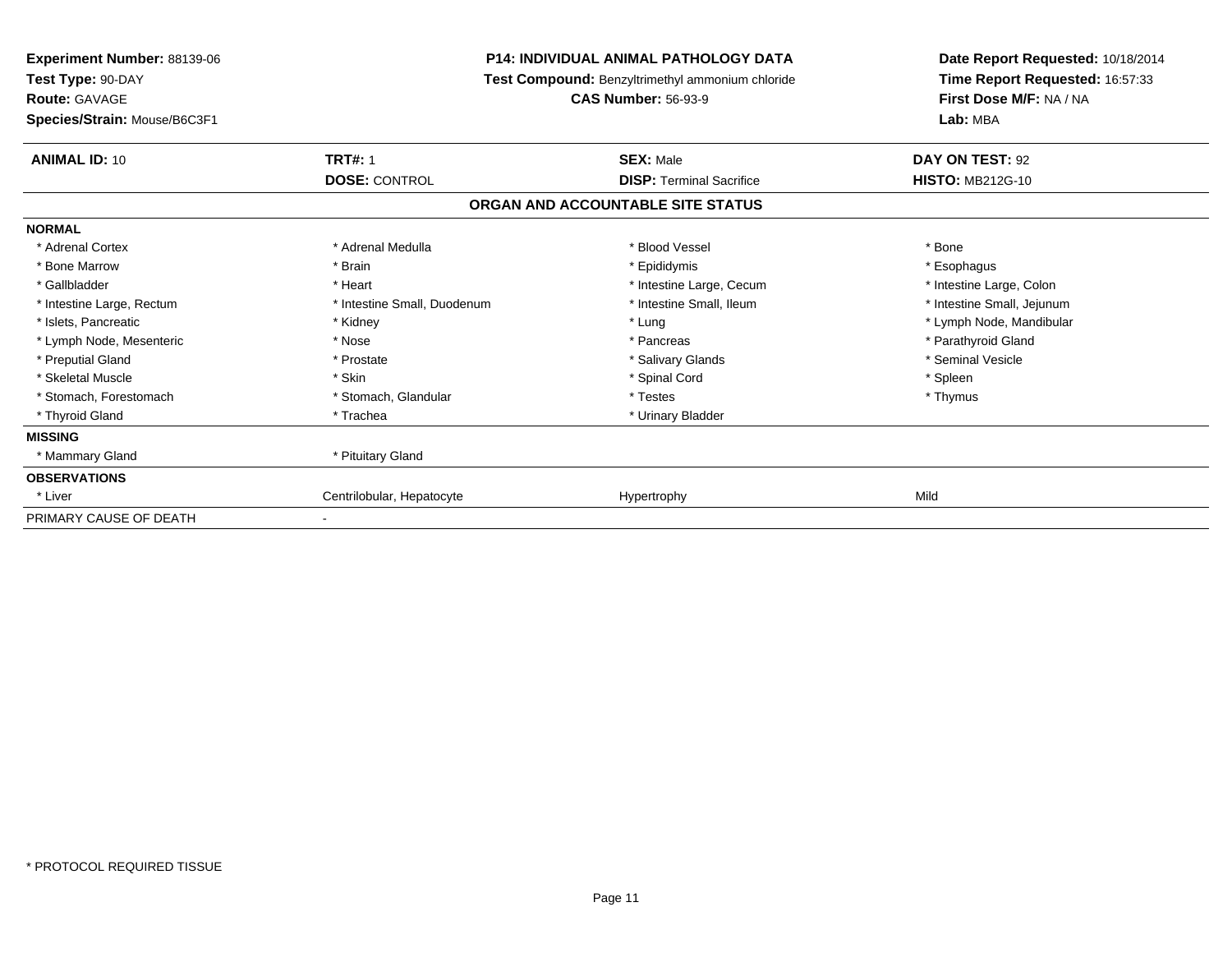**Experiment Number:** 88139-06
**Test Type:** 90-DAY
**Route:** GAVAGE
**Species/Strain:** Mouse/B6C3F1

**P14: INDIVIDUAL ANIMAL PATHOLOGY DATA**
**Test Compound:** Benzyltrimethyl ammonium chloride
**CAS Number:** 56-93-9

**Date Report Requested:** 10/18/2014
**Time Report Requested:** 16:57:33
**First Dose M/F:** NA / NA
**Lab:** MBA

| **ANIMAL ID:** 10 | **TRT#:** 1 | **SEX:** Male | **DAY ON TEST:** 92 |
|---|---|---|---|
| | **DOSE:** CONTROL | **DISP:** Terminal Sacrifice | **HISTO:** MB212G-10 |

## ORGAN AND ACCOUNTABLE SITE STATUS

| | | | |
|---|---|---|---|
| **NORMAL** | | | |
| * Adrenal Cortex | * Adrenal Medulla | * Blood Vessel | * Bone |
| * Bone Marrow | * Brain | * Epididymis | * Esophagus |
| * Gallbladder | * Heart | * Intestine Large, Cecum | * Intestine Large, Colon |
| * Intestine Large, Rectum | * Intestine Small, Duodenum | * Intestine Small, Ileum | * Intestine Small, Jejunum |
| * Islets, Pancreatic | * Kidney | * Lung | * Lymph Node, Mandibular |
| * Lymph Node, Mesenteric | * Nose | * Pancreas | * Parathyroid Gland |
| * Preputial Gland | * Prostate | * Salivary Glands | * Seminal Vesicle |
| * Skeletal Muscle | * Skin | * Spinal Cord | * Spleen |
| * Stomach, Forestomach | * Stomach, Glandular | * Testes | * Thymus |
| * Thyroid Gland | * Trachea | * Urinary Bladder | |
| **MISSING** | | | |
| * Mammary Gland | * Pituitary Gland | | |
| **OBSERVATIONS** | | | |
| * Liver | Centrilobular, Hepatocyte | Hypertrophy | Mild |
| PRIMARY CAUSE OF DEATH | - | | |

* PROTOCOL REQUIRED TISSUE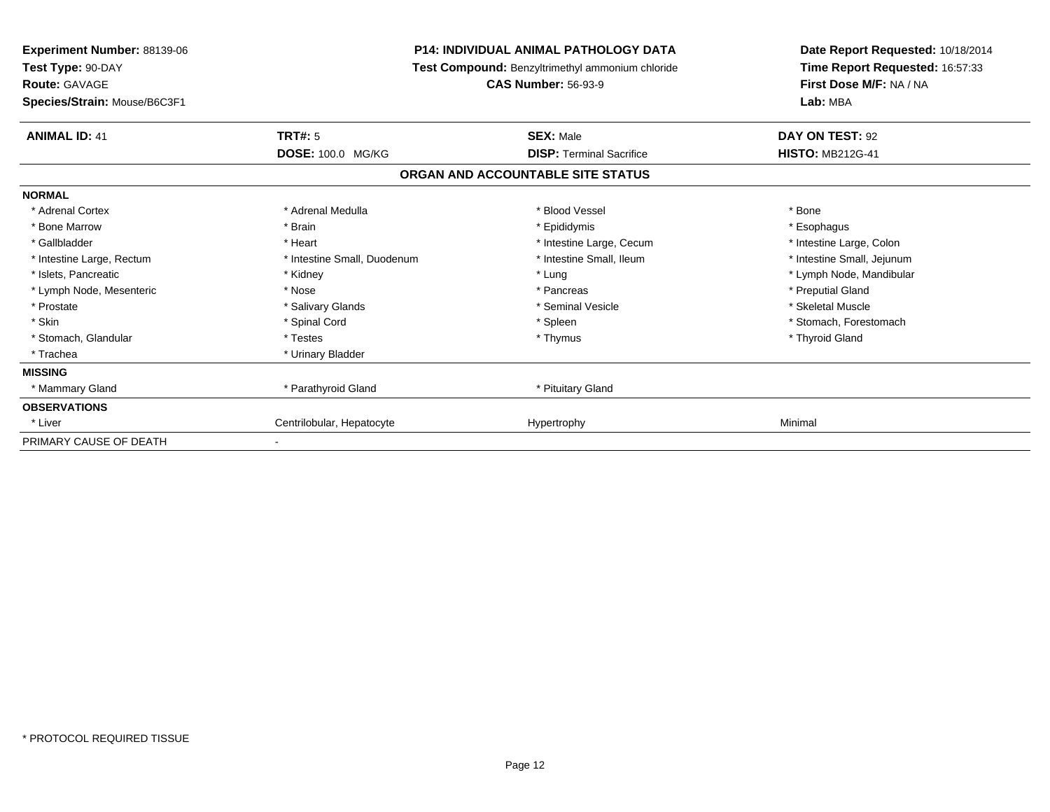**Experiment Number:** 88139-06
**Test Type:** 90-DAY
**Route:** GAVAGE
**Species/Strain:** Mouse/B6C3F1

**P14: INDIVIDUAL ANIMAL PATHOLOGY DATA**
**Test Compound:** Benzyltrimethyl ammonium chloride
**CAS Number:** 56-93-9

**Date Report Requested:** 10/18/2014
**Time Report Requested:** 16:57:33
**First Dose M/F:** NA / NA
**Lab:** MBA

| **ANIMAL ID:** 41 | **TRT#:** 5 | **SEX:** Male | **DAY ON TEST:** 92 |
|---|---|---|---|
| | **DOSE:** 100.0 MG/KG | **DISP:** Terminal Sacrifice | **HISTO:** MB212G-41 |

## ORGAN AND ACCOUNTABLE SITE STATUS

| | | | |
|---|---|---|---|
| **NORMAL** | | | |
| * Adrenal Cortex | * Adrenal Medulla | * Blood Vessel | * Bone |
| * Bone Marrow | * Brain | * Epididymis | * Esophagus |
| * Gallbladder | * Heart | * Intestine Large, Cecum | * Intestine Large, Colon |
| * Intestine Large, Rectum | * Intestine Small, Duodenum | * Intestine Small, Ileum | * Intestine Small, Jejunum |
| * Islets, Pancreatic | * Kidney | * Lung | * Lymph Node, Mandibular |
| * Lymph Node, Mesenteric | * Nose | * Pancreas | * Preputial Gland |
| * Prostate | * Salivary Glands | * Seminal Vesicle | * Skeletal Muscle |
| * Skin | * Spinal Cord | * Spleen | * Stomach, Forestomach |
| * Stomach, Glandular | * Testes | * Thymus | * Thyroid Gland |
| * Trachea | * Urinary Bladder | | |
| **MISSING** | | | |
| * Mammary Gland | * Parathyroid Gland | * Pituitary Gland | |
| **OBSERVATIONS** | | | |
| * Liver | Centrilobular, Hepatocyte | Hypertrophy | Minimal |
| PRIMARY CAUSE OF DEATH | - | | |

* PROTOCOL REQUIRED TISSUE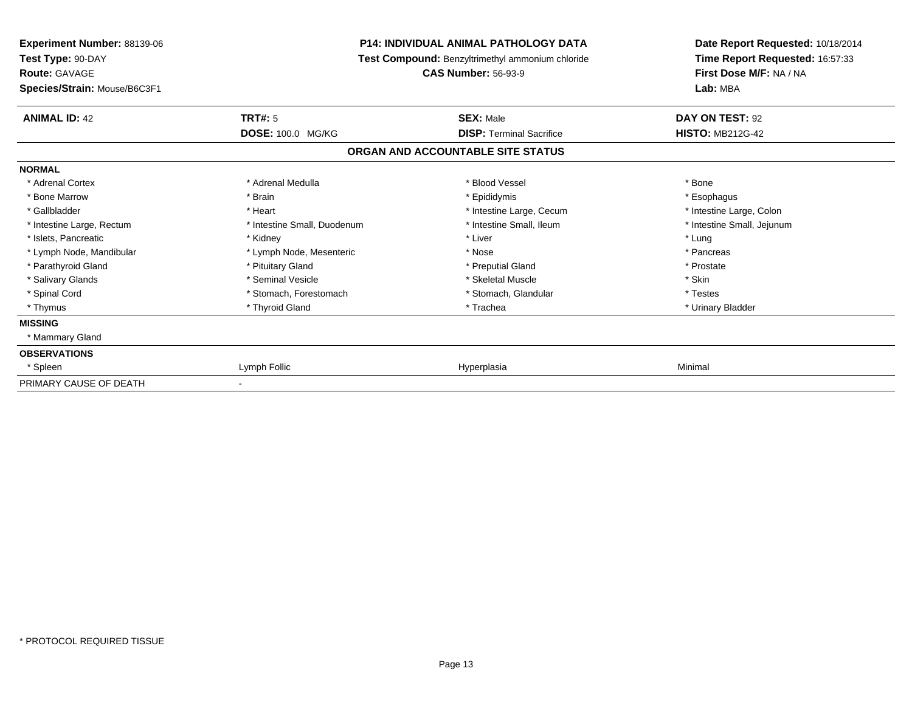**Experiment Number:** 88139-06
**Test Type:** 90-DAY
**Route:** GAVAGE
**Species/Strain:** Mouse/B6C3F1

**P14: INDIVIDUAL ANIMAL PATHOLOGY DATA**
**Test Compound:** Benzyltrimethyl ammonium chloride
**CAS Number:** 56-93-9

**Date Report Requested:** 10/18/2014
**Time Report Requested:** 16:57:33
**First Dose M/F:** NA / NA
**Lab:** MBA

| **ANIMAL ID:** 42 | **TRT#:** 5 | **SEX:** Male | **DAY ON TEST:** 92 |
|---|---|---|---|
| | **DOSE:** 100.0 MG/KG | **DISP:** Terminal Sacrifice | **HISTO:** MB212G-42 |

## ORGAN AND ACCOUNTABLE SITE STATUS

| | | | |
|---|---|---|---|
| **NORMAL** | | | |
| * Adrenal Cortex | * Adrenal Medulla | * Blood Vessel | * Bone |
| * Bone Marrow | * Brain | * Epididymis | * Esophagus |
| * Gallbladder | * Heart | * Intestine Large, Cecum | * Intestine Large, Colon |
| * Intestine Large, Rectum | * Intestine Small, Duodenum | * Intestine Small, Ileum | * Intestine Small, Jejunum |
| * Islets, Pancreatic | * Kidney | * Liver | * Lung |
| * Lymph Node, Mandibular | * Lymph Node, Mesenteric | * Nose | * Pancreas |
| * Parathyroid Gland | * Pituitary Gland | * Preputial Gland | * Prostate |
| * Salivary Glands | * Seminal Vesicle | * Skeletal Muscle | * Skin |
| * Spinal Cord | * Stomach, Forestomach | * Stomach, Glandular | * Testes |
| * Thymus | * Thyroid Gland | * Trachea | * Urinary Bladder |
| **MISSING** | | | |
| * Mammary Gland | | | |
| **OBSERVATIONS** | | | |
| * Spleen | Lymph Follic | Hyperplasia | Minimal |
| PRIMARY CAUSE OF DEATH | - | | |

* PROTOCOL REQUIRED TISSUE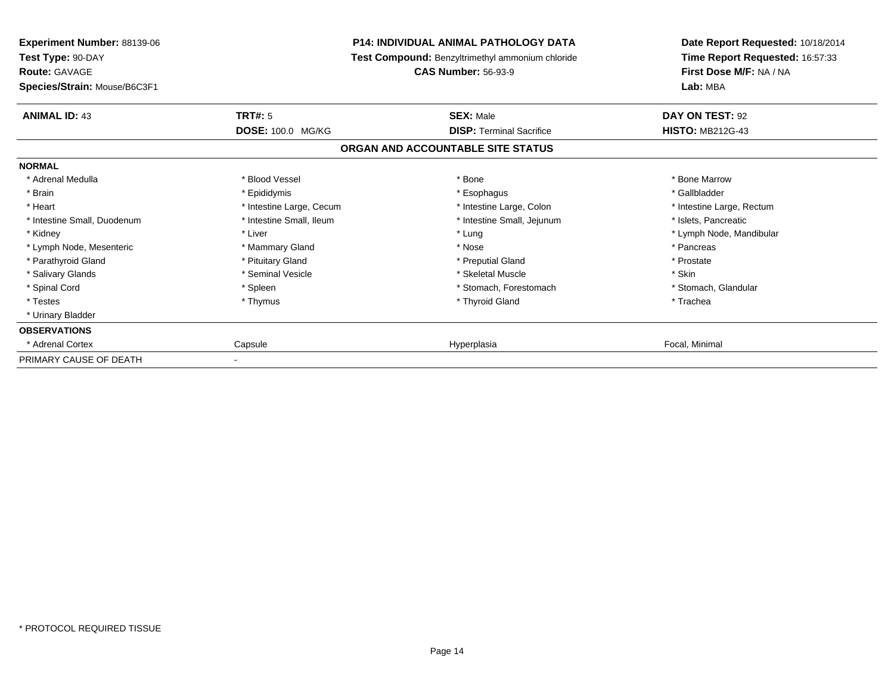**Experiment Number:** 88139-06
**Test Type:** 90-DAY
**Route:** GAVAGE
**Species/Strain:** Mouse/B6C3F1

**P14: INDIVIDUAL ANIMAL PATHOLOGY DATA**
**Test Compound:** Benzyltrimethyl ammonium chloride
**CAS Number:** 56-93-9

**Date Report Requested:** 10/18/2014
**Time Report Requested:** 16:57:33
**First Dose M/F:** NA / NA
**Lab:** MBA

| **ANIMAL ID:** 43 | **TRT#:** 5 | **SEX:** Male | **DAY ON TEST:** 92 |
|---|---|---|---|
| | **DOSE:** 100.0 MG/KG | **DISP:** Terminal Sacrifice | **HISTO:** MB212G-43 |

## ORGAN AND ACCOUNTABLE SITE STATUS

**NORMAL**

| | | | |
|---|---|---|---|
| * Adrenal Medulla | * Blood Vessel | * Bone | * Bone Marrow |
| * Brain | * Epididymis | * Esophagus | * Gallbladder |
| * Heart | * Intestine Large, Cecum | * Intestine Large, Colon | * Intestine Large, Rectum |
| * Intestine Small, Duodenum | * Intestine Small, Ileum | * Intestine Small, Jejunum | * Islets, Pancreatic |
| * Kidney | * Liver | * Lung | * Lymph Node, Mandibular |
| * Lymph Node, Mesenteric | * Mammary Gland | * Nose | * Pancreas |
| * Parathyroid Gland | * Pituitary Gland | * Preputial Gland | * Prostate |
| * Salivary Glands | * Seminal Vesicle | * Skeletal Muscle | * Skin |
| * Spinal Cord | * Spleen | * Stomach, Forestomach | * Stomach, Glandular |
| * Testes | * Thymus | * Thyroid Gland | * Trachea |
| * Urinary Bladder | | | |

**OBSERVATIONS**

| | | | |
|---|---|---|---|
| * Adrenal Cortex | Capsule | Hyperplasia | Focal, Minimal |

PRIMARY CAUSE OF DEATH -

* PROTOCOL REQUIRED TISSUE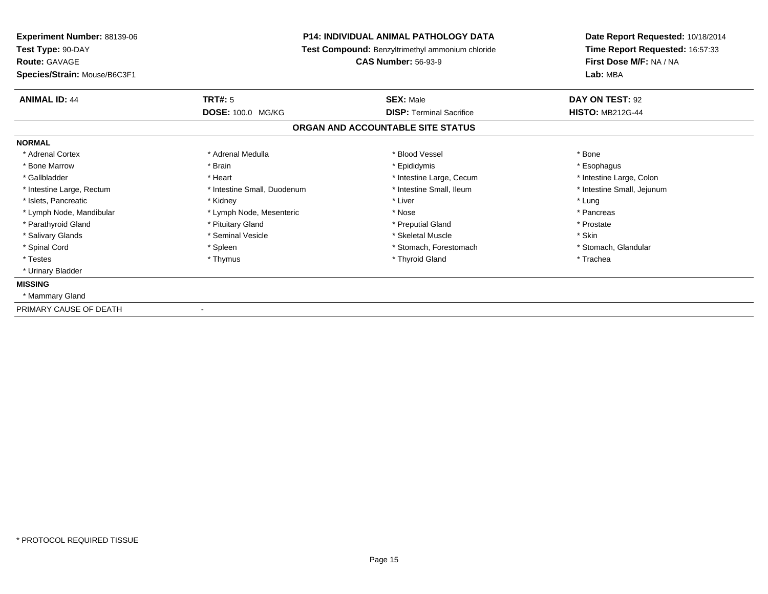**Experiment Number:** 88139-06
**Test Type:** 90-DAY
**Route:** GAVAGE
**Species/Strain:** Mouse/B6C3F1

**P14: INDIVIDUAL ANIMAL PATHOLOGY DATA**
**Test Compound:** Benzyltrimethyl ammonium chloride
**CAS Number:** 56-93-9

**Date Report Requested:** 10/18/2014
**Time Report Requested:** 16:57:33
**First Dose M/F:** NA / NA
**Lab:** MBA

| **ANIMAL ID:** 44 | **TRT#:** 5 | **SEX:** Male | **DAY ON TEST:** 92 |
|---|---|---|---|
| | **DOSE:** 100.0 MG/KG | **DISP:** Terminal Sacrifice | **HISTO:** MB212G-44 |

## ORGAN AND ACCOUNTABLE SITE STATUS

**NORMAL**

| | | | |
|---|---|---|---|
| * Adrenal Cortex | * Adrenal Medulla | * Blood Vessel | * Bone |
| * Bone Marrow | * Brain | * Epididymis | * Esophagus |
| * Gallbladder | * Heart | * Intestine Large, Cecum | * Intestine Large, Colon |
| * Intestine Large, Rectum | * Intestine Small, Duodenum | * Intestine Small, Ileum | * Intestine Small, Jejunum |
| * Islets, Pancreatic | * Kidney | * Liver | * Lung |
| * Lymph Node, Mandibular | * Lymph Node, Mesenteric | * Nose | * Pancreas |
| * Parathyroid Gland | * Pituitary Gland | * Preputial Gland | * Prostate |
| * Salivary Glands | * Seminal Vesicle | * Skeletal Muscle | * Skin |
| * Spinal Cord | * Spleen | * Stomach, Forestomach | * Stomach, Glandular |
| * Testes | * Thymus | * Thyroid Gland | * Trachea |
| * Urinary Bladder | | | |

**MISSING**

* Mammary Gland

PRIMARY CAUSE OF DEATH -

* PROTOCOL REQUIRED TISSUE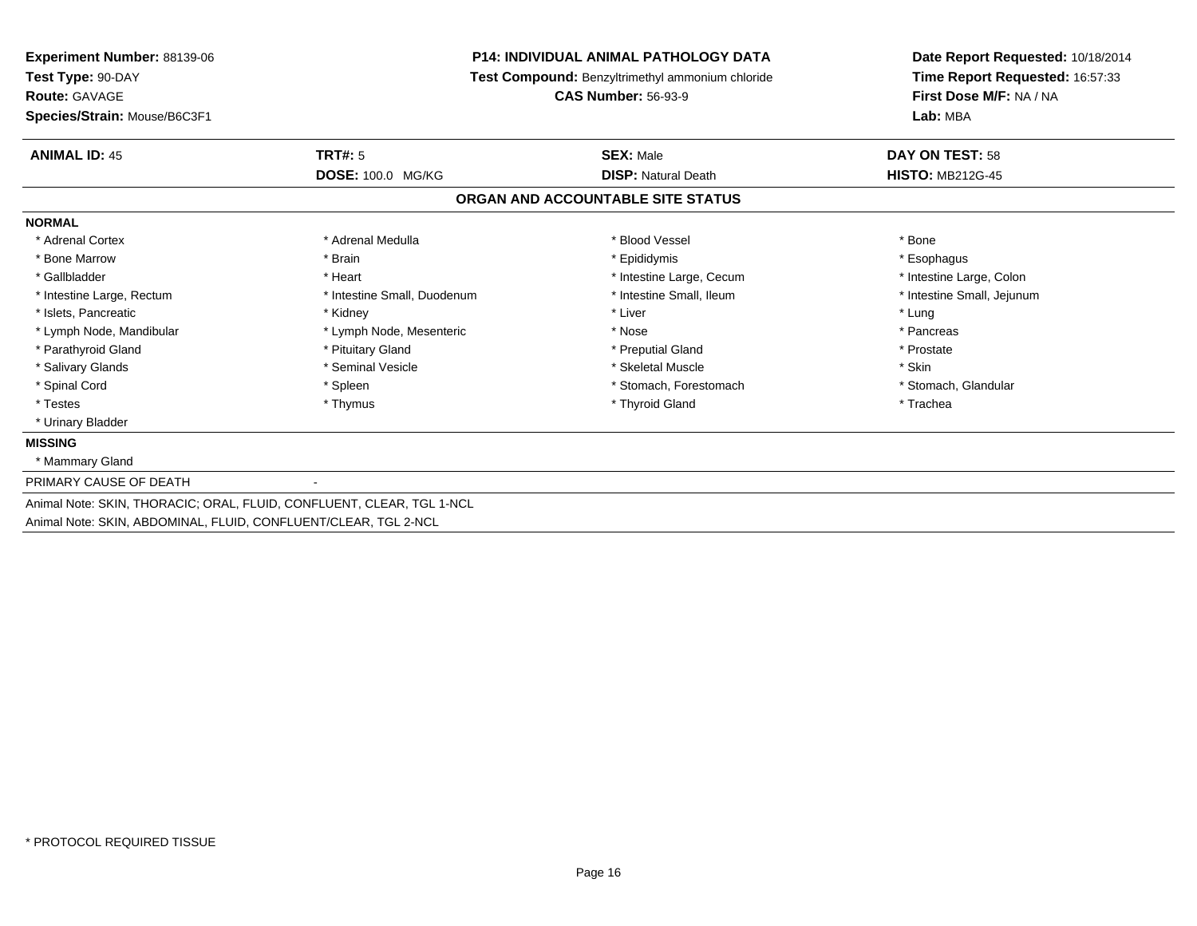**Experiment Number:** 88139-06
**Test Type:** 90-DAY
**Route:** GAVAGE
**Species/Strain:** Mouse/B6C3F1

**P14: INDIVIDUAL ANIMAL PATHOLOGY DATA**
**Test Compound:** Benzyltrimethyl ammonium chloride
**CAS Number:** 56-93-9

**Date Report Requested:** 10/18/2014
**Time Report Requested:** 16:57:33
**First Dose M/F:** NA / NA
**Lab:** MBA

| **ANIMAL ID:** 45 | **TRT#:** 5 | **SEX:** Male | **DAY ON TEST:** 58 |
|---|---|---|---|
| | **DOSE:** 100.0 MG/KG | **DISP:** Natural Death | **HISTO:** MB212G-45 |

## ORGAN AND ACCOUNTABLE SITE STATUS

**NORMAL**

| | | | |
|---|---|---|---|
| * Adrenal Cortex | * Adrenal Medulla | * Blood Vessel | * Bone |
| * Bone Marrow | * Brain | * Epididymis | * Esophagus |
| * Gallbladder | * Heart | * Intestine Large, Cecum | * Intestine Large, Colon |
| * Intestine Large, Rectum | * Intestine Small, Duodenum | * Intestine Small, Ileum | * Intestine Small, Jejunum |
| * Islets, Pancreatic | * Kidney | * Liver | * Lung |
| * Lymph Node, Mandibular | * Lymph Node, Mesenteric | * Nose | * Pancreas |
| * Parathyroid Gland | * Pituitary Gland | * Preputial Gland | * Prostate |
| * Salivary Glands | * Seminal Vesicle | * Skeletal Muscle | * Skin |
| * Spinal Cord | * Spleen | * Stomach, Forestomach | * Stomach, Glandular |
| * Testes | * Thymus | * Thyroid Gland | * Trachea |
| * Urinary Bladder | | | |

**MISSING**

* Mammary Gland

PRIMARY CAUSE OF DEATH -

Animal Note: SKIN, THORACIC; ORAL, FLUID, CONFLUENT, CLEAR, TGL 1-NCL

Animal Note: SKIN, ABDOMINAL, FLUID, CONFLUENT/CLEAR, TGL 2-NCL

* PROTOCOL REQUIRED TISSUE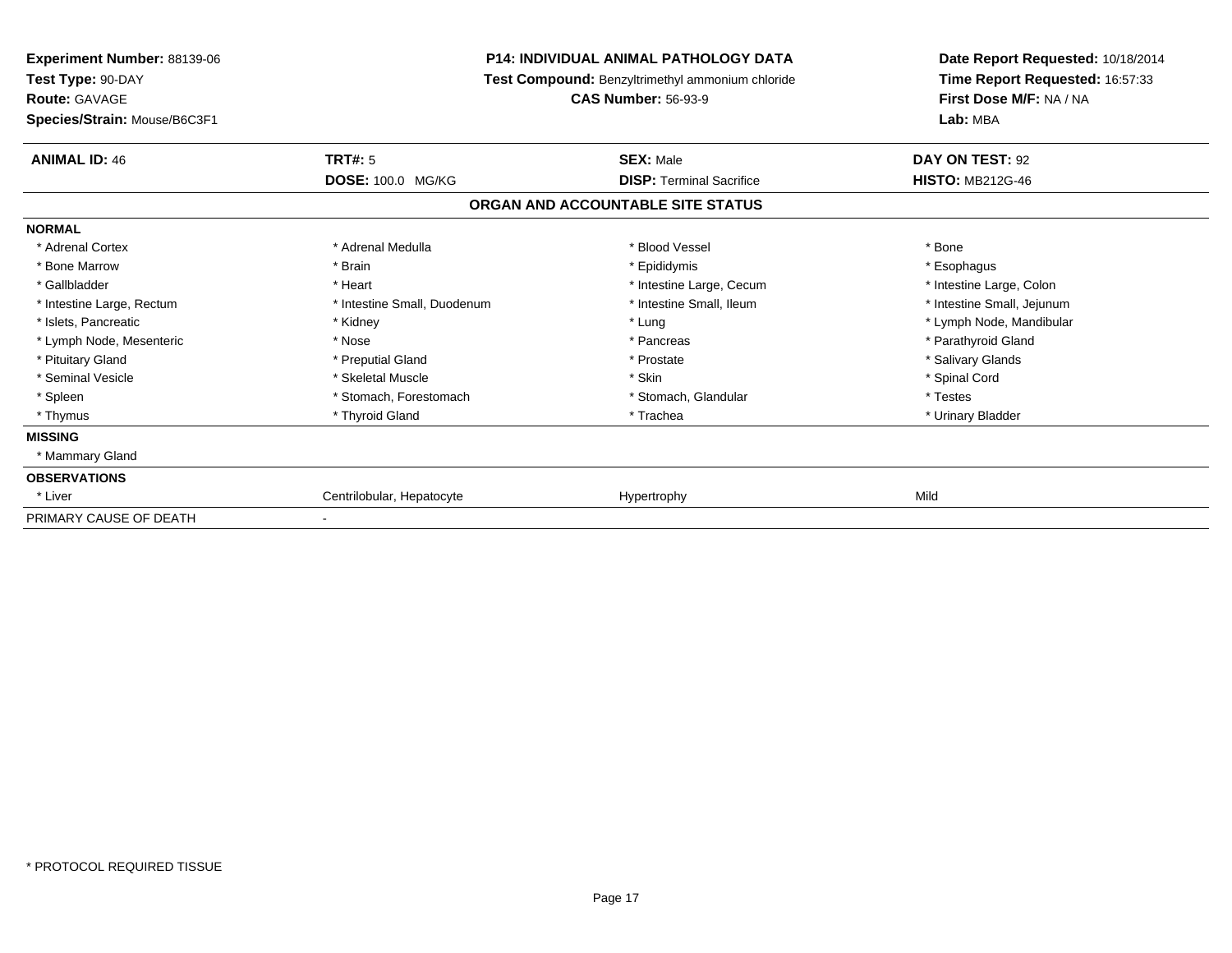**Experiment Number:** 88139-06
**Test Type:** 90-DAY
**Route:** GAVAGE
**Species/Strain:** Mouse/B6C3F1

**P14: INDIVIDUAL ANIMAL PATHOLOGY DATA**
**Test Compound:** Benzyltrimethyl ammonium chloride
**CAS Number:** 56-93-9

**Date Report Requested:** 10/18/2014
**Time Report Requested:** 16:57:33
**First Dose M/F:** NA / NA
**Lab:** MBA

| **ANIMAL ID:** 46 | **TRT#:** 5 | **SEX:** Male | **DAY ON TEST:** 92 |
|---|---|---|---|
| | **DOSE:** 100.0 MG/KG | **DISP:** Terminal Sacrifice | **HISTO:** MB212G-46 |

## ORGAN AND ACCOUNTABLE SITE STATUS

| | | | |
|---|---|---|---|
| **NORMAL** | | | |
| * Adrenal Cortex | * Adrenal Medulla | * Blood Vessel | * Bone |
| * Bone Marrow | * Brain | * Epididymis | * Esophagus |
| * Gallbladder | * Heart | * Intestine Large, Cecum | * Intestine Large, Colon |
| * Intestine Large, Rectum | * Intestine Small, Duodenum | * Intestine Small, Ileum | * Intestine Small, Jejunum |
| * Islets, Pancreatic | * Kidney | * Lung | * Lymph Node, Mandibular |
| * Lymph Node, Mesenteric | * Nose | * Pancreas | * Parathyroid Gland |
| * Pituitary Gland | * Preputial Gland | * Prostate | * Salivary Glands |
| * Seminal Vesicle | * Skeletal Muscle | * Skin | * Spinal Cord |
| * Spleen | * Stomach, Forestomach | * Stomach, Glandular | * Testes |
| * Thymus | * Thyroid Gland | * Trachea | * Urinary Bladder |
| **MISSING** | | | |
| * Mammary Gland | | | |
| **OBSERVATIONS** | | | |
| * Liver | Centrilobular, Hepatocyte | Hypertrophy | Mild |
| PRIMARY CAUSE OF DEATH | - | | |

* PROTOCOL REQUIRED TISSUE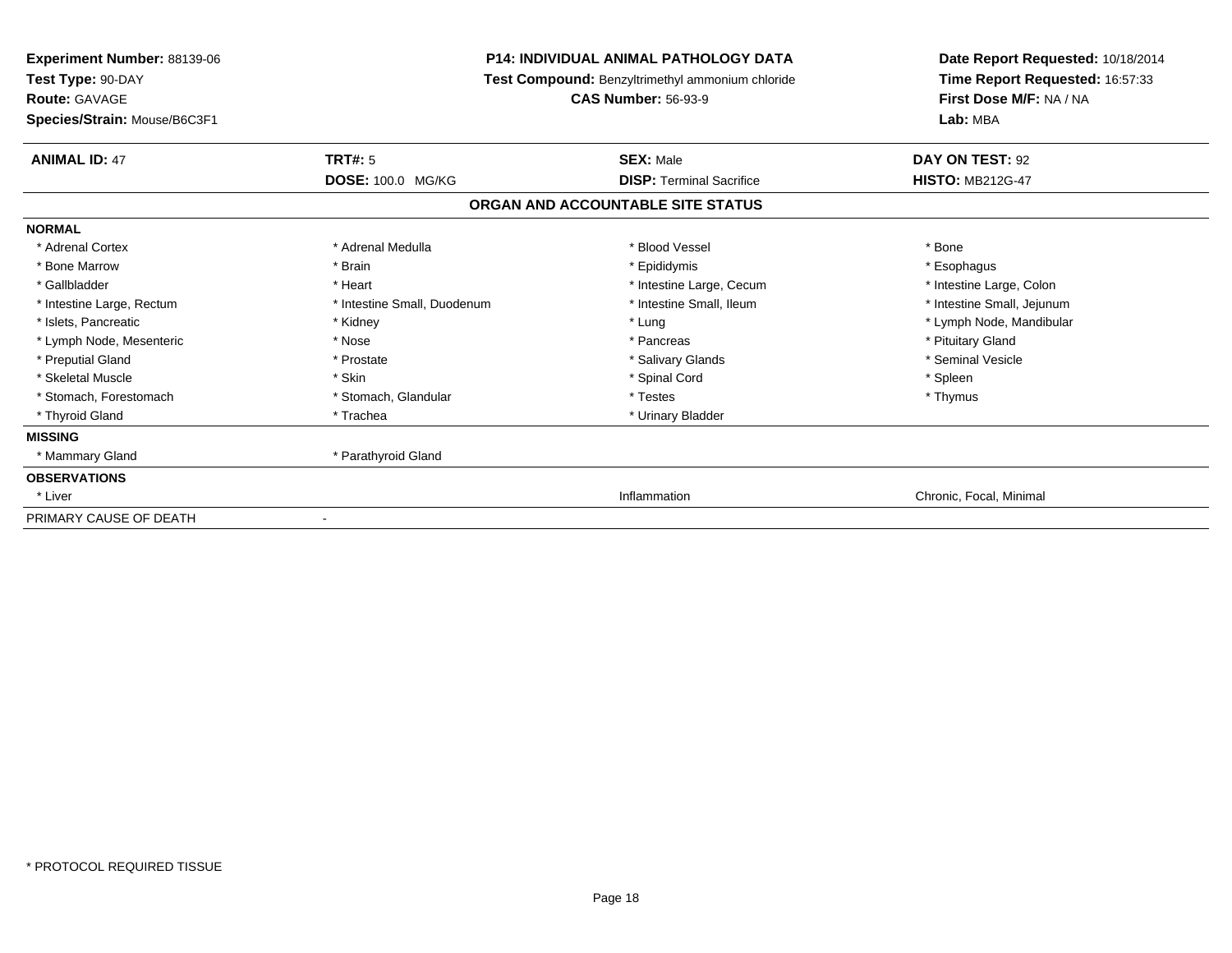**Experiment Number:** 88139-06
**Test Type:** 90-DAY
**Route:** GAVAGE
**Species/Strain:** Mouse/B6C3F1

**P14: INDIVIDUAL ANIMAL PATHOLOGY DATA**
**Test Compound:** Benzyltrimethyl ammonium chloride
**CAS Number:** 56-93-9

**Date Report Requested:** 10/18/2014
**Time Report Requested:** 16:57:33
**First Dose M/F:** NA / NA
**Lab:** MBA

| **ANIMAL ID:** 47 | **TRT#:** 5 | **SEX:** Male | **DAY ON TEST:** 92 |
|---|---|---|---|
| | **DOSE:** 100.0 MG/KG | **DISP:** Terminal Sacrifice | **HISTO:** MB212G-47 |

## ORGAN AND ACCOUNTABLE SITE STATUS

| | | | |
|---|---|---|---|
| **NORMAL** | | | |
| * Adrenal Cortex | * Adrenal Medulla | * Blood Vessel | * Bone |
| * Bone Marrow | * Brain | * Epididymis | * Esophagus |
| * Gallbladder | * Heart | * Intestine Large, Cecum | * Intestine Large, Colon |
| * Intestine Large, Rectum | * Intestine Small, Duodenum | * Intestine Small, Ileum | * Intestine Small, Jejunum |
| * Islets, Pancreatic | * Kidney | * Lung | * Lymph Node, Mandibular |
| * Lymph Node, Mesenteric | * Nose | * Pancreas | * Pituitary Gland |
| * Preputial Gland | * Prostate | * Salivary Glands | * Seminal Vesicle |
| * Skeletal Muscle | * Skin | * Spinal Cord | * Spleen |
| * Stomach, Forestomach | * Stomach, Glandular | * Testes | * Thymus |
| * Thyroid Gland | * Trachea | * Urinary Bladder | |
| **MISSING** | | | |
| * Mammary Gland | * Parathyroid Gland | | |
| **OBSERVATIONS** | | | |
| * Liver | | Inflammation | Chronic, Focal, Minimal |
| PRIMARY CAUSE OF DEATH | - | | |

* PROTOCOL REQUIRED TISSUE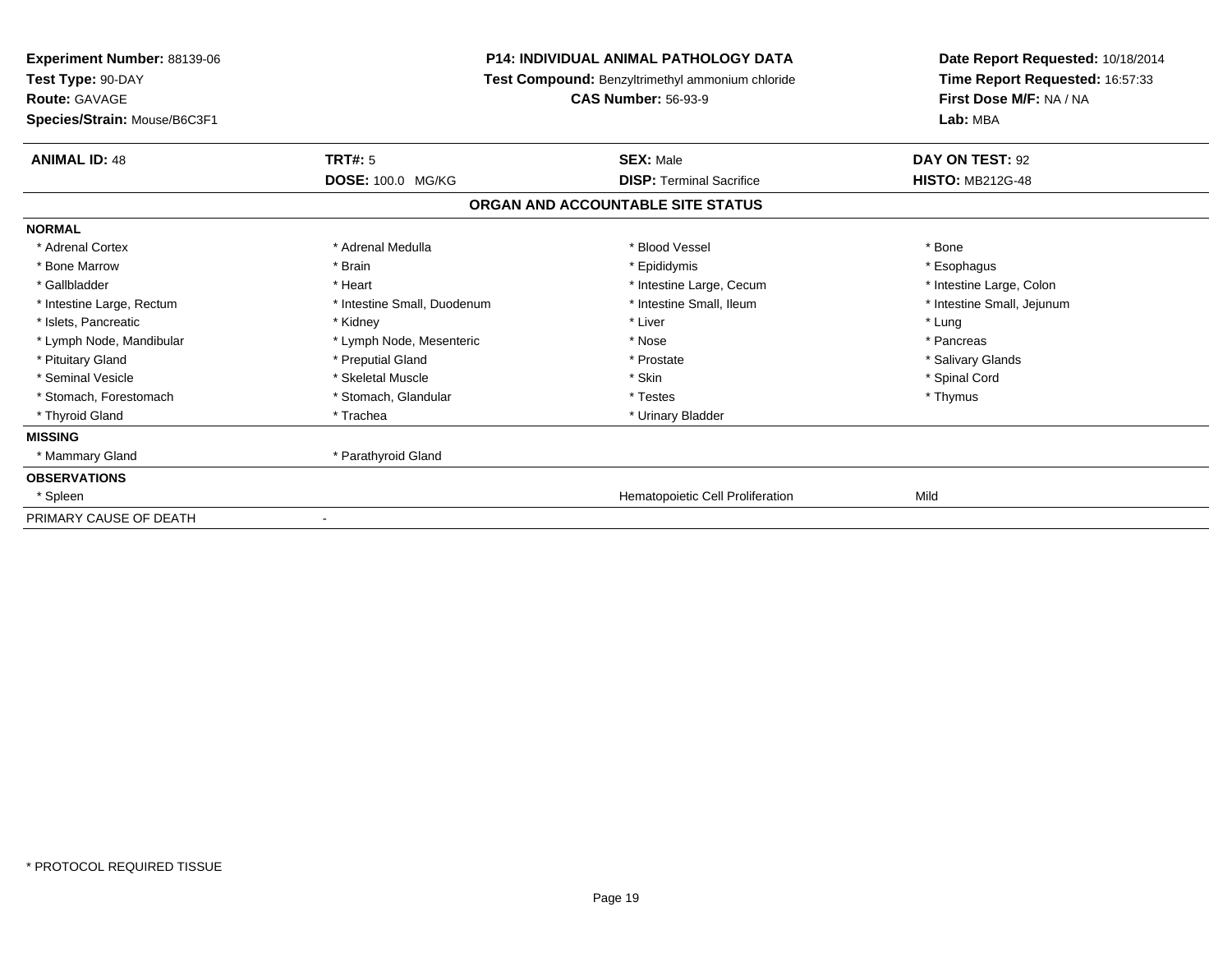**Experiment Number:** 88139-06
**Test Type:** 90-DAY
**Route:** GAVAGE
**Species/Strain:** Mouse/B6C3F1

**P14: INDIVIDUAL ANIMAL PATHOLOGY DATA**
**Test Compound:** Benzyltrimethyl ammonium chloride
**CAS Number:** 56-93-9

**Date Report Requested:** 10/18/2014
**Time Report Requested:** 16:57:33
**First Dose M/F:** NA / NA
**Lab:** MBA

| **ANIMAL ID:** 48 | **TRT#:** 5 | **SEX:** Male | **DAY ON TEST:** 92 |
|---|---|---|---|
| | **DOSE:** 100.0 MG/KG | **DISP:** Terminal Sacrifice | **HISTO:** MB212G-48 |

## ORGAN AND ACCOUNTABLE SITE STATUS

| | | | |
|---|---|---|---|
| **NORMAL** | | | |
| * Adrenal Cortex | * Adrenal Medulla | * Blood Vessel | * Bone |
| * Bone Marrow | * Brain | * Epididymis | * Esophagus |
| * Gallbladder | * Heart | * Intestine Large, Cecum | * Intestine Large, Colon |
| * Intestine Large, Rectum | * Intestine Small, Duodenum | * Intestine Small, Ileum | * Intestine Small, Jejunum |
| * Islets, Pancreatic | * Kidney | * Liver | * Lung |
| * Lymph Node, Mandibular | * Lymph Node, Mesenteric | * Nose | * Pancreas |
| * Pituitary Gland | * Preputial Gland | * Prostate | * Salivary Glands |
| * Seminal Vesicle | * Skeletal Muscle | * Skin | * Spinal Cord |
| * Stomach, Forestomach | * Stomach, Glandular | * Testes | * Thymus |
| * Thyroid Gland | * Trachea | * Urinary Bladder | |
| **MISSING** | | | |
| * Mammary Gland | * Parathyroid Gland | | |
| **OBSERVATIONS** | | | |
| * Spleen | | Hematopoietic Cell Proliferation | Mild |
| PRIMARY CAUSE OF DEATH | - | | |

\* PROTOCOL REQUIRED TISSUE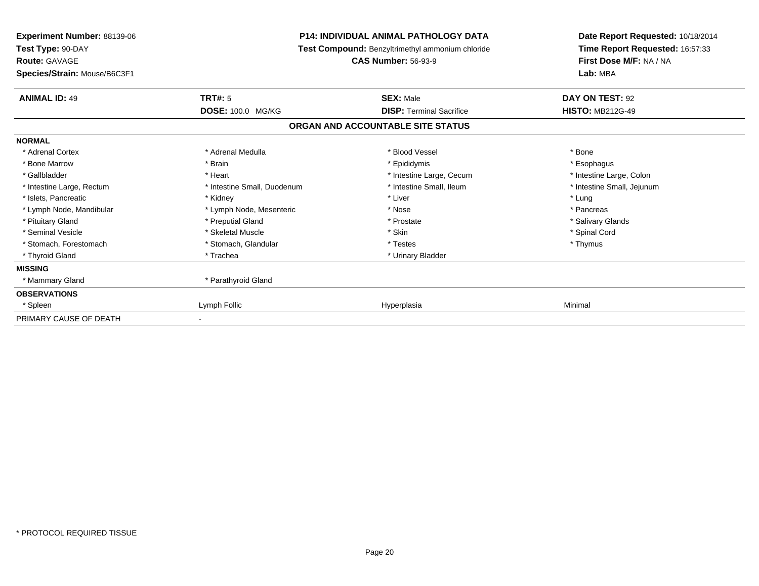**Experiment Number:** 88139-06
**Test Type:** 90-DAY
**Route:** GAVAGE
**Species/Strain:** Mouse/B6C3F1

**P14: INDIVIDUAL ANIMAL PATHOLOGY DATA**
**Test Compound:** Benzyltrimethyl ammonium chloride
**CAS Number:** 56-93-9

**Date Report Requested:** 10/18/2014
**Time Report Requested:** 16:57:33
**First Dose M/F:** NA / NA
**Lab:** MBA

| **ANIMAL ID:** 49 | **TRT#:** 5 | **SEX:** Male | **DAY ON TEST:** 92 |
|---|---|---|---|
| | **DOSE:** 100.0 MG/KG | **DISP:** Terminal Sacrifice | **HISTO:** MB212G-49 |

**ORGAN AND ACCOUNTABLE SITE STATUS**

| | | | |
|---|---|---|---|
| **NORMAL** | | | |
| * Adrenal Cortex | * Adrenal Medulla | * Blood Vessel | * Bone |
| * Bone Marrow | * Brain | * Epididymis | * Esophagus |
| * Gallbladder | * Heart | * Intestine Large, Cecum | * Intestine Large, Colon |
| * Intestine Large, Rectum | * Intestine Small, Duodenum | * Intestine Small, Ileum | * Intestine Small, Jejunum |
| * Islets, Pancreatic | * Kidney | * Liver | * Lung |
| * Lymph Node, Mandibular | * Lymph Node, Mesenteric | * Nose | * Pancreas |
| * Pituitary Gland | * Preputial Gland | * Prostate | * Salivary Glands |
| * Seminal Vesicle | * Skeletal Muscle | * Skin | * Spinal Cord |
| * Stomach, Forestomach | * Stomach, Glandular | * Testes | * Thymus |
| * Thyroid Gland | * Trachea | * Urinary Bladder | |
| **MISSING** | | | |
| * Mammary Gland | * Parathyroid Gland | | |
| **OBSERVATIONS** | | | |
| * Spleen | Lymph Follic | Hyperplasia | Minimal |
| PRIMARY CAUSE OF DEATH | - | | |

* PROTOCOL REQUIRED TISSUE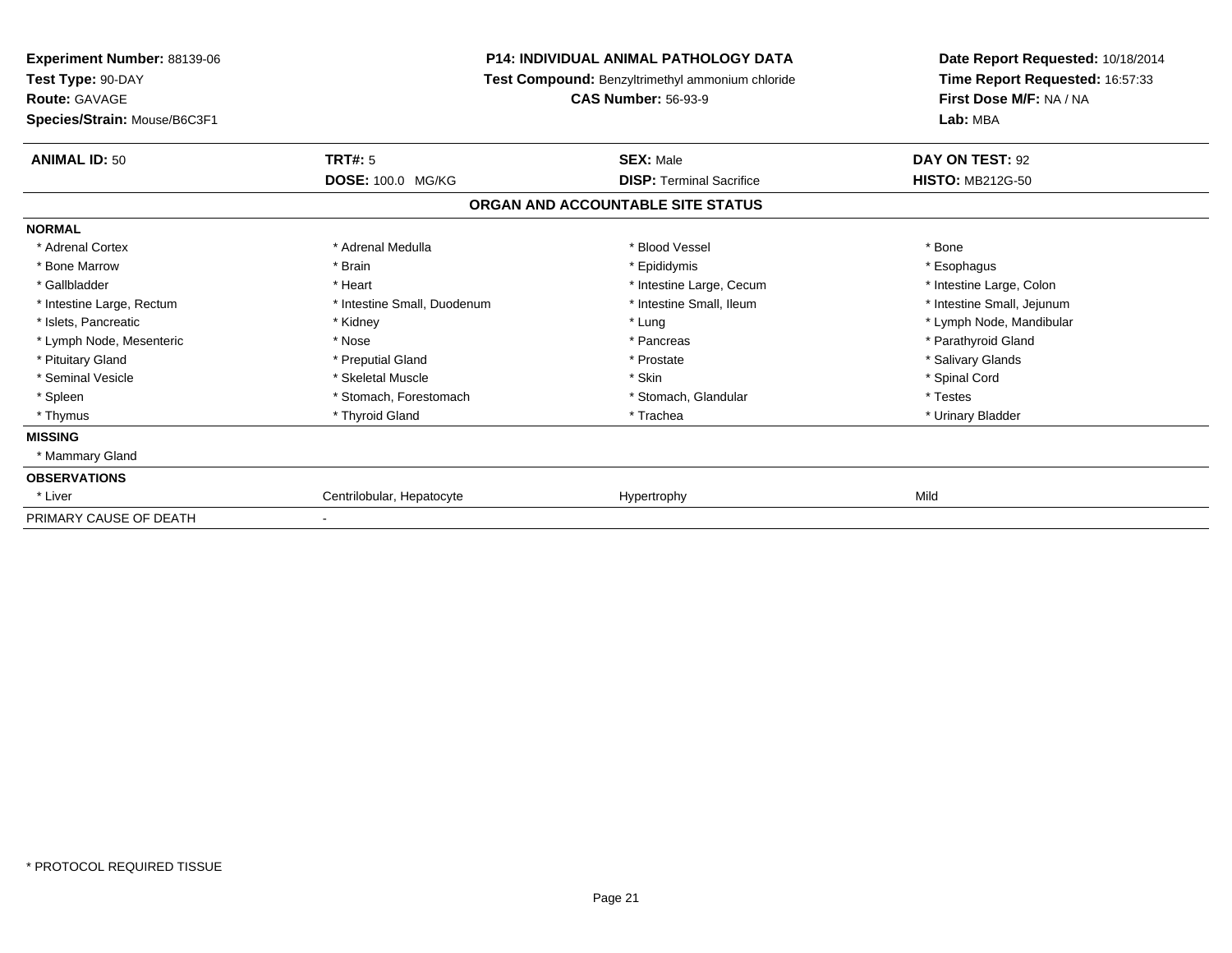**Experiment Number:** 88139-06
**Test Type:** 90-DAY
**Route:** GAVAGE
**Species/Strain:** Mouse/B6C3F1

**P14: INDIVIDUAL ANIMAL PATHOLOGY DATA**
**Test Compound:** Benzyltrimethyl ammonium chloride
**CAS Number:** 56-93-9

**Date Report Requested:** 10/18/2014
**Time Report Requested:** 16:57:33
**First Dose M/F:** NA / NA
**Lab:** MBA

| **ANIMAL ID:** 50 | **TRT#:** 5 | **SEX:** Male | **DAY ON TEST:** 92 |
|---|---|---|---|
| | **DOSE:** 100.0 MG/KG | **DISP:** Terminal Sacrifice | **HISTO:** MB212G-50 |

## ORGAN AND ACCOUNTABLE SITE STATUS

**NORMAL**

| | | | |
|---|---|---|---|
| * Adrenal Cortex | * Adrenal Medulla | * Blood Vessel | * Bone |
| * Bone Marrow | * Brain | * Epididymis | * Esophagus |
| * Gallbladder | * Heart | * Intestine Large, Cecum | * Intestine Large, Colon |
| * Intestine Large, Rectum | * Intestine Small, Duodenum | * Intestine Small, Ileum | * Intestine Small, Jejunum |
| * Islets, Pancreatic | * Kidney | * Lung | * Lymph Node, Mandibular |
| * Lymph Node, Mesenteric | * Nose | * Pancreas | * Parathyroid Gland |
| * Pituitary Gland | * Preputial Gland | * Prostate | * Salivary Glands |
| * Seminal Vesicle | * Skeletal Muscle | * Skin | * Spinal Cord |
| * Spleen | * Stomach, Forestomach | * Stomach, Glandular | * Testes |
| * Thymus | * Thyroid Gland | * Trachea | * Urinary Bladder |

**MISSING**

* Mammary Gland

**OBSERVATIONS**

| | | | |
|---|---|---|---|
| * Liver | Centrilobular, Hepatocyte | Hypertrophy | Mild |

PRIMARY CAUSE OF DEATH -

* PROTOCOL REQUIRED TISSUE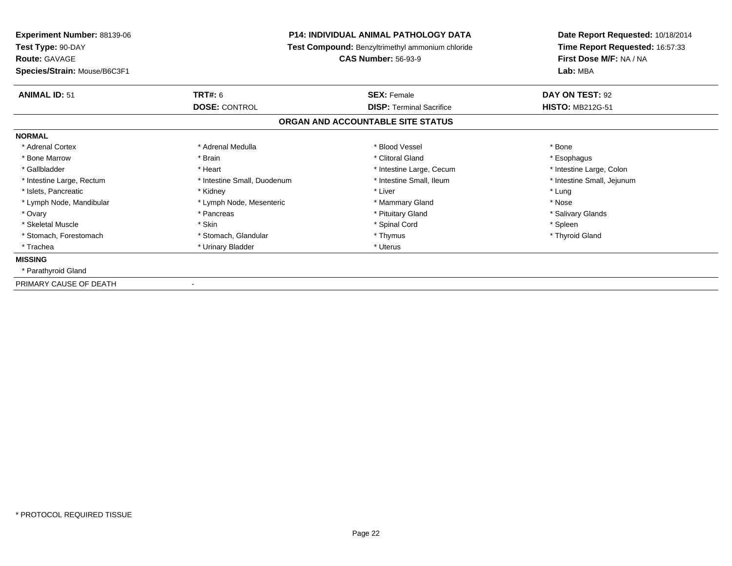| | | | |
|---|---|---|---|
| **Experiment Number:** 88139-06 | **P14: INDIVIDUAL ANIMAL PATHOLOGY DATA** | | **Date Report Requested:** 10/18/2014 |
| **Test Type:** 90-DAY | **Test Compound:** Benzyltrimethyl ammonium chloride | | **Time Report Requested:** 16:57:33 |
| **Route:** GAVAGE | **CAS Number:** 56-93-9 | | **First Dose M/F:** NA / NA |
| **Species/Strain:** Mouse/B6C3F1 | | | **Lab:** MBA |

| **ANIMAL ID:** 51 | **TRT#:** 6 | **SEX:** Female | **DAY ON TEST:** 92 |
|---|---|---|---|
| | **DOSE:** CONTROL | **DISP:** Terminal Sacrifice | **HISTO:** MB212G-51 |

## ORGAN AND ACCOUNTABLE SITE STATUS

**NORMAL**

| | | | |
|---|---|---|---|
| * Adrenal Cortex | * Adrenal Medulla | * Blood Vessel | * Bone |
| * Bone Marrow | * Brain | * Clitoral Gland | * Esophagus |
| * Gallbladder | * Heart | * Intestine Large, Cecum | * Intestine Large, Colon |
| * Intestine Large, Rectum | * Intestine Small, Duodenum | * Intestine Small, Ileum | * Intestine Small, Jejunum |
| * Islets, Pancreatic | * Kidney | * Liver | * Lung |
| * Lymph Node, Mandibular | * Lymph Node, Mesenteric | * Mammary Gland | * Nose |
| * Ovary | * Pancreas | * Pituitary Gland | * Salivary Glands |
| * Skeletal Muscle | * Skin | * Spinal Cord | * Spleen |
| * Stomach, Forestomach | * Stomach, Glandular | * Thymus | * Thyroid Gland |
| * Trachea | * Urinary Bladder | * Uterus | |

**MISSING**

* Parathyroid Gland

PRIMARY CAUSE OF DEATH -

* PROTOCOL REQUIRED TISSUE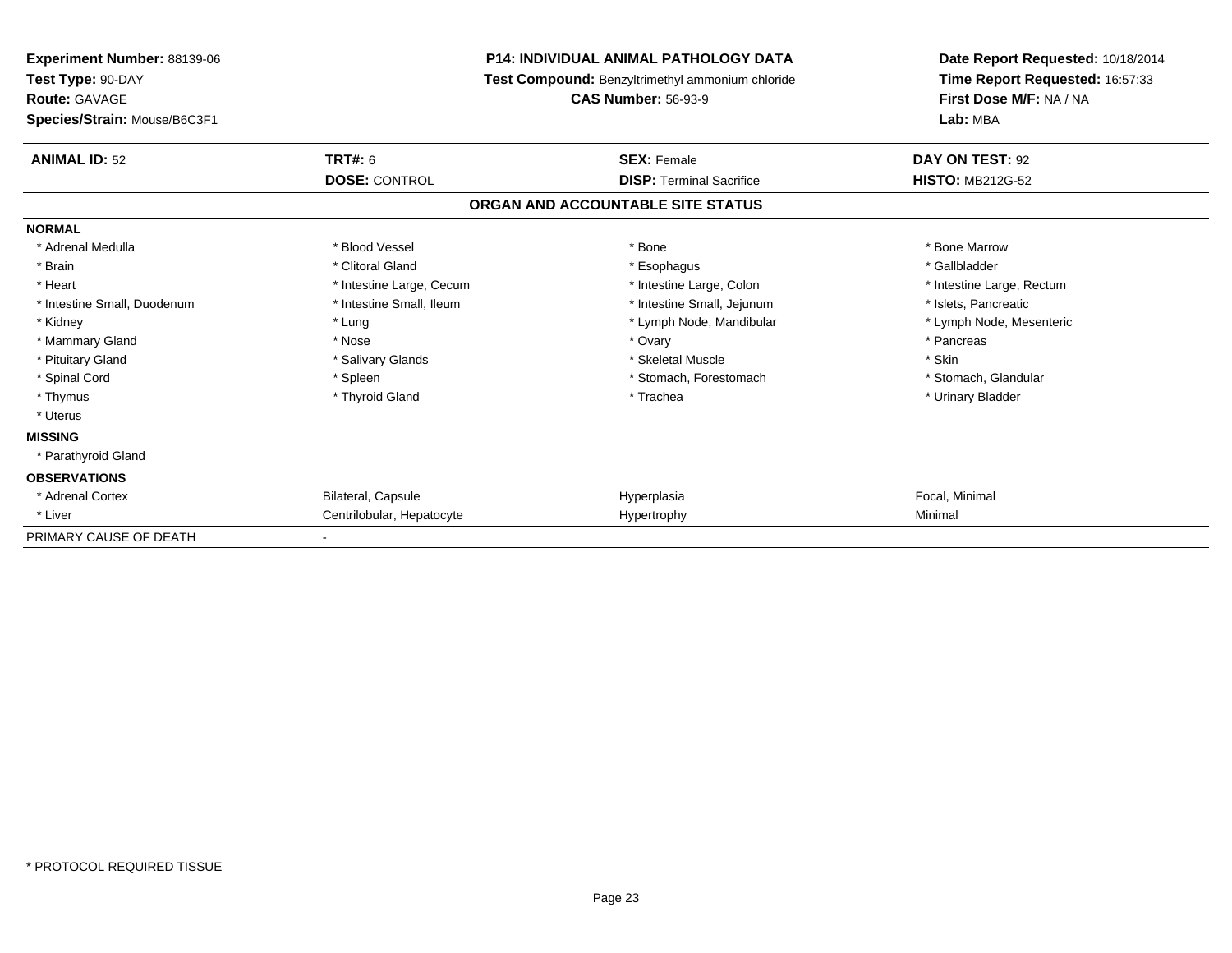**Experiment Number:** 88139-06
**Test Type:** 90-DAY
**Route:** GAVAGE
**Species/Strain:** Mouse/B6C3F1

**P14: INDIVIDUAL ANIMAL PATHOLOGY DATA**
**Test Compound:** Benzyltrimethyl ammonium chloride
**CAS Number:** 56-93-9

**Date Report Requested:** 10/18/2014
**Time Report Requested:** 16:57:33
**First Dose M/F:** NA / NA
**Lab:** MBA

| **ANIMAL ID:** 52 | **TRT#:** 6 | **SEX:** Female | **DAY ON TEST:** 92 |
|---|---|---|---|
| | **DOSE:** CONTROL | **DISP:** Terminal Sacrifice | **HISTO:** MB212G-52 |

## ORGAN AND ACCOUNTABLE SITE STATUS

| | | | |
|---|---|---|---|
| **NORMAL** | | | |
| * Adrenal Medulla | * Blood Vessel | * Bone | * Bone Marrow |
| * Brain | * Clitoral Gland | * Esophagus | * Gallbladder |
| * Heart | * Intestine Large, Cecum | * Intestine Large, Colon | * Intestine Large, Rectum |
| * Intestine Small, Duodenum | * Intestine Small, Ileum | * Intestine Small, Jejunum | * Islets, Pancreatic |
| * Kidney | * Lung | * Lymph Node, Mandibular | * Lymph Node, Mesenteric |
| * Mammary Gland | * Nose | * Ovary | * Pancreas |
| * Pituitary Gland | * Salivary Glands | * Skeletal Muscle | * Skin |
| * Spinal Cord | * Spleen | * Stomach, Forestomach | * Stomach, Glandular |
| * Thymus | * Thyroid Gland | * Trachea | * Urinary Bladder |
| * Uterus | | | |
| **MISSING** | | | |
| * Parathyroid Gland | | | |
| **OBSERVATIONS** | | | |
| * Adrenal Cortex | Bilateral, Capsule | Hyperplasia | Focal, Minimal |
| * Liver | Centrilobular, Hepatocyte | Hypertrophy | Minimal |
| PRIMARY CAUSE OF DEATH | - | | |

* PROTOCOL REQUIRED TISSUE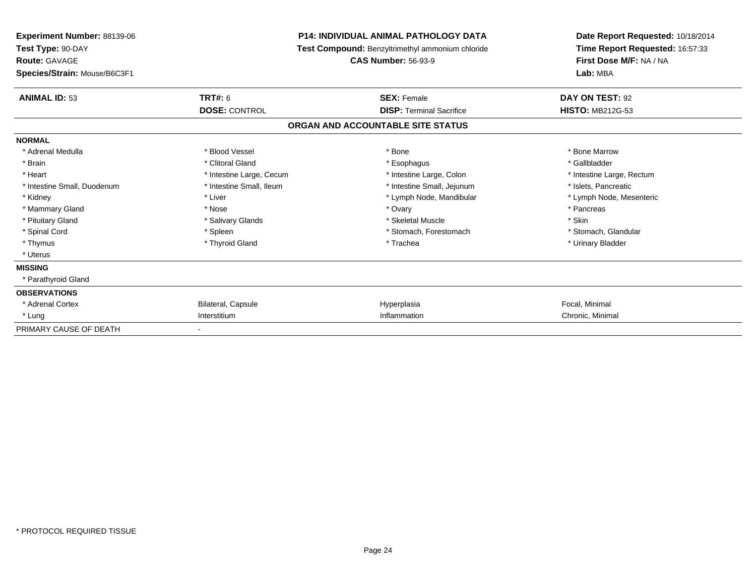**Experiment Number:** 88139-06
**Test Type:** 90-DAY
**Route:** GAVAGE
**Species/Strain:** Mouse/B6C3F1

**P14: INDIVIDUAL ANIMAL PATHOLOGY DATA**
**Test Compound:** Benzyltrimethyl ammonium chloride
**CAS Number:** 56-93-9

**Date Report Requested:** 10/18/2014
**Time Report Requested:** 16:57:33
**First Dose M/F:** NA / NA
**Lab:** MBA

| **ANIMAL ID:** 53 | **TRT#:** 6 | **SEX:** Female | **DAY ON TEST:** 92 |
|---|---|---|---|
| | **DOSE:** CONTROL | **DISP:** Terminal Sacrifice | **HISTO:** MB212G-53 |

**ORGAN AND ACCOUNTABLE SITE STATUS**

| | | | |
|---|---|---|---|
| **NORMAL** | | | |
| * Adrenal Medulla | * Blood Vessel | * Bone | * Bone Marrow |
| * Brain | * Clitoral Gland | * Esophagus | * Gallbladder |
| * Heart | * Intestine Large, Cecum | * Intestine Large, Colon | * Intestine Large, Rectum |
| * Intestine Small, Duodenum | * Intestine Small, Ileum | * Intestine Small, Jejunum | * Islets, Pancreatic |
| * Kidney | * Liver | * Lymph Node, Mandibular | * Lymph Node, Mesenteric |
| * Mammary Gland | * Nose | * Ovary | * Pancreas |
| * Pituitary Gland | * Salivary Glands | * Skeletal Muscle | * Skin |
| * Spinal Cord | * Spleen | * Stomach, Forestomach | * Stomach, Glandular |
| * Thymus | * Thyroid Gland | * Trachea | * Urinary Bladder |
| * Uterus | | | |
| **MISSING** | | | |
| * Parathyroid Gland | | | |
| **OBSERVATIONS** | | | |
| * Adrenal Cortex | Bilateral, Capsule | Hyperplasia | Focal, Minimal |
| * Lung | Interstitium | Inflammation | Chronic, Minimal |
| PRIMARY CAUSE OF DEATH | - | | |

* PROTOCOL REQUIRED TISSUE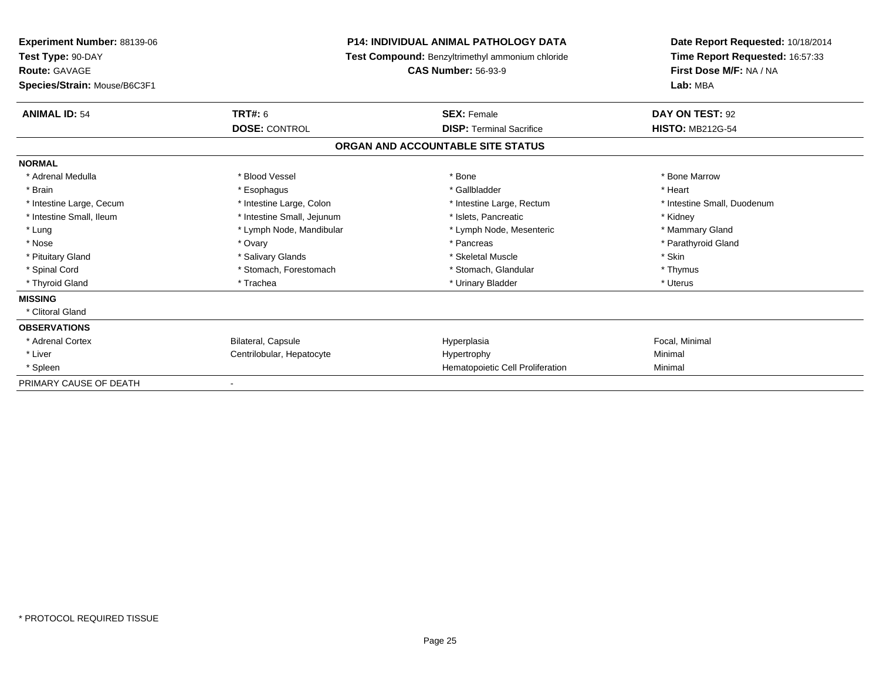**Experiment Number:** 88139-06
**Test Type:** 90-DAY
**Route:** GAVAGE
**Species/Strain:** Mouse/B6C3F1

**P14: INDIVIDUAL ANIMAL PATHOLOGY DATA**
**Test Compound:** Benzyltrimethyl ammonium chloride
**CAS Number:** 56-93-9

**Date Report Requested:** 10/18/2014
**Time Report Requested:** 16:57:33
**First Dose M/F:** NA / NA
**Lab:** MBA

| **ANIMAL ID:** 54 | **TRT#:** 6 | **SEX:** Female | **DAY ON TEST:** 92 |
|---|---|---|---|
| | **DOSE:** CONTROL | **DISP:** Terminal Sacrifice | **HISTO:** MB212G-54 |

## ORGAN AND ACCOUNTABLE SITE STATUS

| | | | |
|---|---|---|---|
| **NORMAL** | | | |
| * Adrenal Medulla | * Blood Vessel | * Bone | * Bone Marrow |
| * Brain | * Esophagus | * Gallbladder | * Heart |
| * Intestine Large, Cecum | * Intestine Large, Colon | * Intestine Large, Rectum | * Intestine Small, Duodenum |
| * Intestine Small, Ileum | * Intestine Small, Jejunum | * Islets, Pancreatic | * Kidney |
| * Lung | * Lymph Node, Mandibular | * Lymph Node, Mesenteric | * Mammary Gland |
| * Nose | * Ovary | * Pancreas | * Parathyroid Gland |
| * Pituitary Gland | * Salivary Glands | * Skeletal Muscle | * Skin |
| * Spinal Cord | * Stomach, Forestomach | * Stomach, Glandular | * Thymus |
| * Thyroid Gland | * Trachea | * Urinary Bladder | * Uterus |
| **MISSING** | | | |
| * Clitoral Gland | | | |
| **OBSERVATIONS** | | | |
| * Adrenal Cortex | Bilateral, Capsule | Hyperplasia | Focal, Minimal |
| * Liver | Centrilobular, Hepatocyte | Hypertrophy | Minimal |
| * Spleen | | Hematopoietic Cell Proliferation | Minimal |
| PRIMARY CAUSE OF DEATH | - | | |

* PROTOCOL REQUIRED TISSUE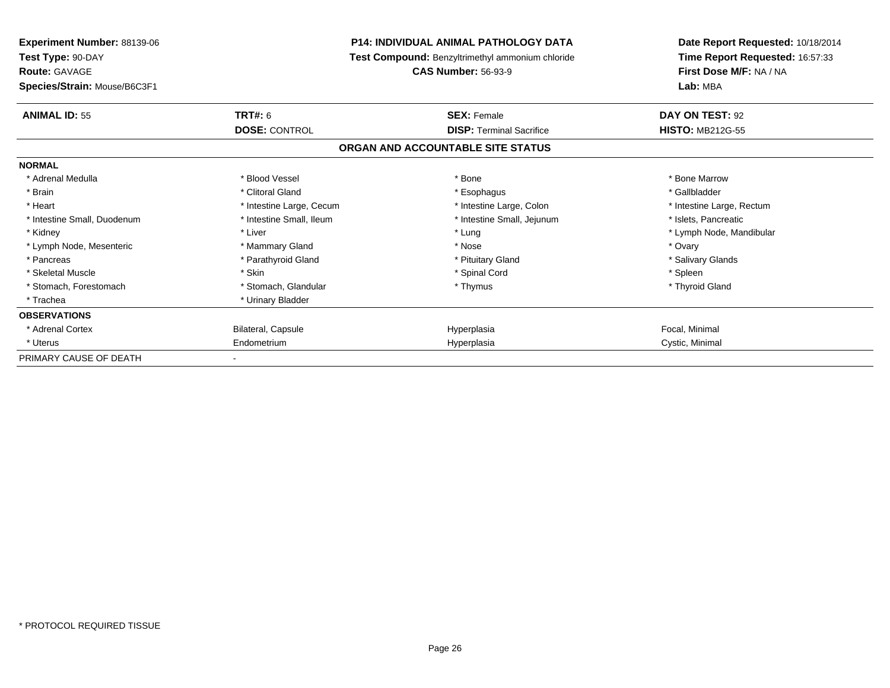**Experiment Number:** 88139-06
**Test Type:** 90-DAY
**Route:** GAVAGE
**Species/Strain:** Mouse/B6C3F1

**P14: INDIVIDUAL ANIMAL PATHOLOGY DATA**
**Test Compound:** Benzyltrimethyl ammonium chloride
**CAS Number:** 56-93-9

**Date Report Requested:** 10/18/2014
**Time Report Requested:** 16:57:33
**First Dose M/F:** NA / NA
**Lab:** MBA

| **ANIMAL ID:** 55 | **TRT#:** 6 | **SEX:** Female | **DAY ON TEST:** 92 |
|---|---|---|---|
| | **DOSE:** CONTROL | **DISP:** Terminal Sacrifice | **HISTO:** MB212G-55 |

## ORGAN AND ACCOUNTABLE SITE STATUS

| | | | |
|---|---|---|---|
| **NORMAL** | | | |
| * Adrenal Medulla | * Blood Vessel | * Bone | * Bone Marrow |
| * Brain | * Clitoral Gland | * Esophagus | * Gallbladder |
| * Heart | * Intestine Large, Cecum | * Intestine Large, Colon | * Intestine Large, Rectum |
| * Intestine Small, Duodenum | * Intestine Small, Ileum | * Intestine Small, Jejunum | * Islets, Pancreatic |
| * Kidney | * Liver | * Lung | * Lymph Node, Mandibular |
| * Lymph Node, Mesenteric | * Mammary Gland | * Nose | * Ovary |
| * Pancreas | * Parathyroid Gland | * Pituitary Gland | * Salivary Glands |
| * Skeletal Muscle | * Skin | * Spinal Cord | * Spleen |
| * Stomach, Forestomach | * Stomach, Glandular | * Thymus | * Thyroid Gland |
| * Trachea | * Urinary Bladder | | |
| **OBSERVATIONS** | | | |
| * Adrenal Cortex | Bilateral, Capsule | Hyperplasia | Focal, Minimal |
| * Uterus | Endometrium | Hyperplasia | Cystic, Minimal |
| PRIMARY CAUSE OF DEATH | - | | |

* PROTOCOL REQUIRED TISSUE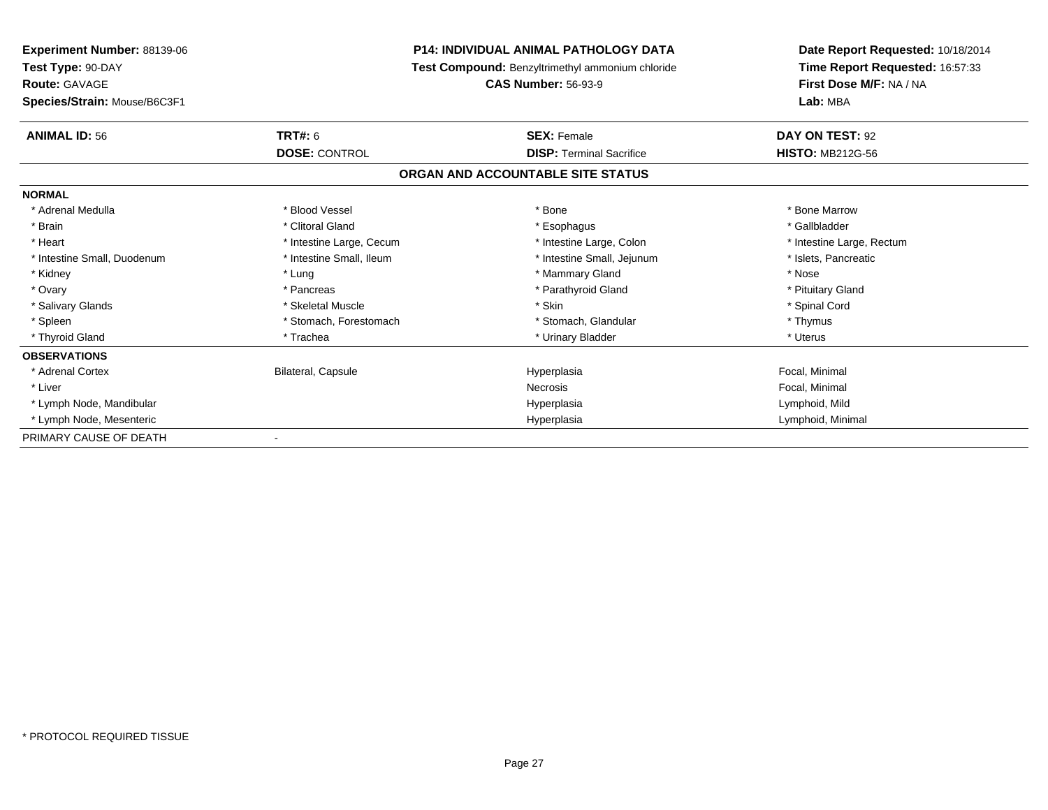**Experiment Number:** 88139-06
**Test Type:** 90-DAY
**Route:** GAVAGE
**Species/Strain:** Mouse/B6C3F1

**P14: INDIVIDUAL ANIMAL PATHOLOGY DATA**
**Test Compound:** Benzyltrimethyl ammonium chloride
**CAS Number:** 56-93-9

**Date Report Requested:** 10/18/2014
**Time Report Requested:** 16:57:33
**First Dose M/F:** NA / NA
**Lab:** MBA

| **ANIMAL ID:** 56 | **TRT#:** 6 | **SEX:** Female | **DAY ON TEST:** 92 |
|---|---|---|---|
| | **DOSE:** CONTROL | **DISP:** Terminal Sacrifice | **HISTO:** MB212G-56 |

## ORGAN AND ACCOUNTABLE SITE STATUS

| **NORMAL** | | | |
|---|---|---|---|
| * Adrenal Medulla | * Blood Vessel | * Bone | * Bone Marrow |
| * Brain | * Clitoral Gland | * Esophagus | * Gallbladder |
| * Heart | * Intestine Large, Cecum | * Intestine Large, Colon | * Intestine Large, Rectum |
| * Intestine Small, Duodenum | * Intestine Small, Ileum | * Intestine Small, Jejunum | * Islets, Pancreatic |
| * Kidney | * Lung | * Mammary Gland | * Nose |
| * Ovary | * Pancreas | * Parathyroid Gland | * Pituitary Gland |
| * Salivary Glands | * Skeletal Muscle | * Skin | * Spinal Cord |
| * Spleen | * Stomach, Forestomach | * Stomach, Glandular | * Thymus |
| * Thyroid Gland | * Trachea | * Urinary Bladder | * Uterus |

| **OBSERVATIONS** | | | |
|---|---|---|---|
| * Adrenal Cortex | Bilateral, Capsule | Hyperplasia | Focal, Minimal |
| * Liver | | Necrosis | Focal, Minimal |
| * Lymph Node, Mandibular | | Hyperplasia | Lymphoid, Mild |
| * Lymph Node, Mesenteric | | Hyperplasia | Lymphoid, Minimal |

PRIMARY CAUSE OF DEATH -

* PROTOCOL REQUIRED TISSUE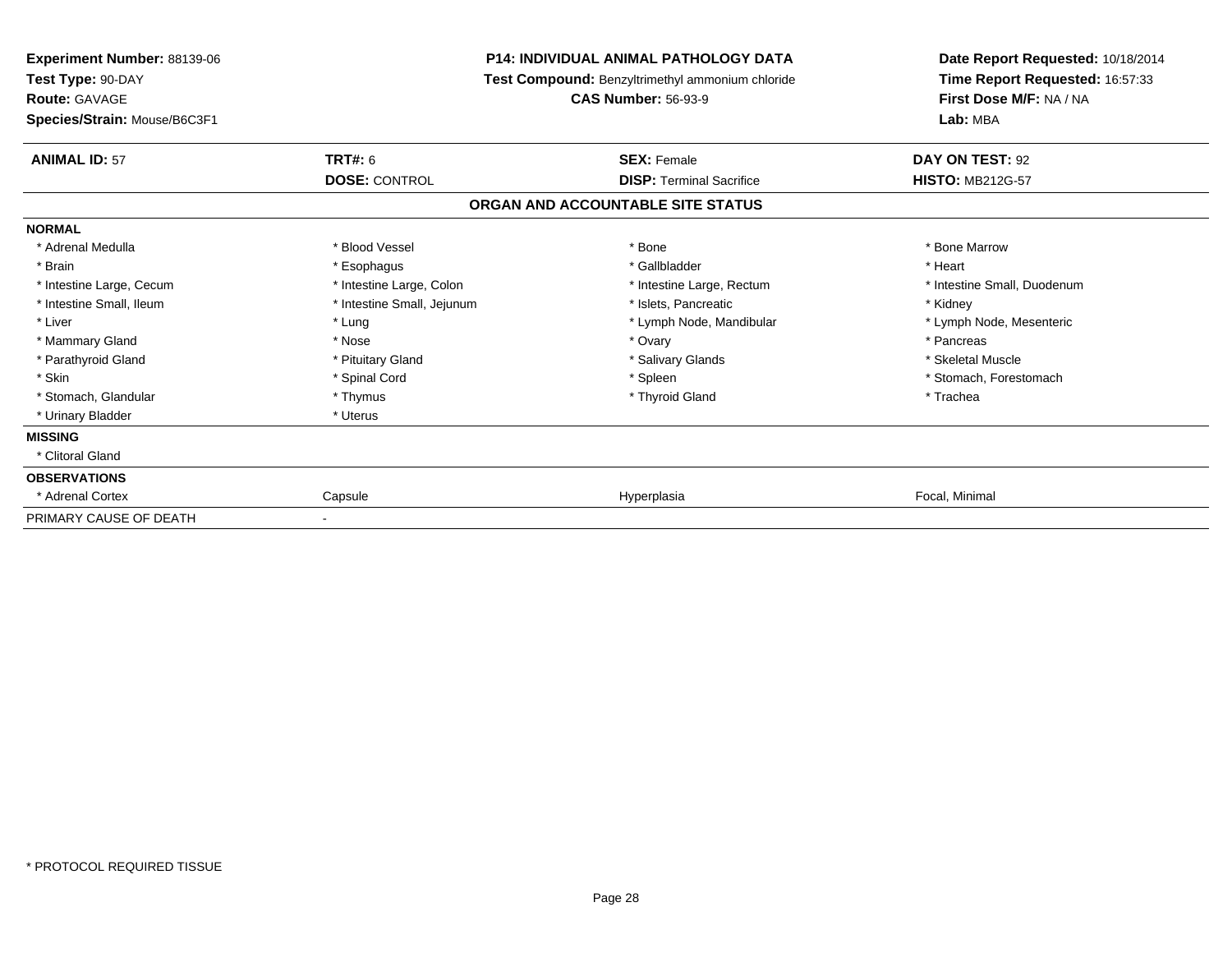**Experiment Number:** 88139-06
**Test Type:** 90-DAY
**Route:** GAVAGE
**Species/Strain:** Mouse/B6C3F1

**P14: INDIVIDUAL ANIMAL PATHOLOGY DATA**
**Test Compound:** Benzyltrimethyl ammonium chloride
**CAS Number:** 56-93-9

**Date Report Requested:** 10/18/2014
**Time Report Requested:** 16:57:33
**First Dose M/F:** NA / NA
**Lab:** MBA

| **ANIMAL ID:** 57 | **TRT#:** 6 | **SEX:** Female | **DAY ON TEST:** 92 |
|---|---|---|---|
| | **DOSE:** CONTROL | **DISP:** Terminal Sacrifice | **HISTO:** MB212G-57 |

**ORGAN AND ACCOUNTABLE SITE STATUS**

| | | | |
|---|---|---|---|
| **NORMAL** | | | |
| * Adrenal Medulla | * Blood Vessel | * Bone | * Bone Marrow |
| * Brain | * Esophagus | * Gallbladder | * Heart |
| * Intestine Large, Cecum | * Intestine Large, Colon | * Intestine Large, Rectum | * Intestine Small, Duodenum |
| * Intestine Small, Ileum | * Intestine Small, Jejunum | * Islets, Pancreatic | * Kidney |
| * Liver | * Lung | * Lymph Node, Mandibular | * Lymph Node, Mesenteric |
| * Mammary Gland | * Nose | * Ovary | * Pancreas |
| * Parathyroid Gland | * Pituitary Gland | * Salivary Glands | * Skeletal Muscle |
| * Skin | * Spinal Cord | * Spleen | * Stomach, Forestomach |
| * Stomach, Glandular | * Thymus | * Thyroid Gland | * Trachea |
| * Urinary Bladder | * Uterus | | |
| **MISSING** | | | |
| * Clitoral Gland | | | |
| **OBSERVATIONS** | | | |
| * Adrenal Cortex | Capsule | Hyperplasia | Focal, Minimal |
| PRIMARY CAUSE OF DEATH | - | | |

\* PROTOCOL REQUIRED TISSUE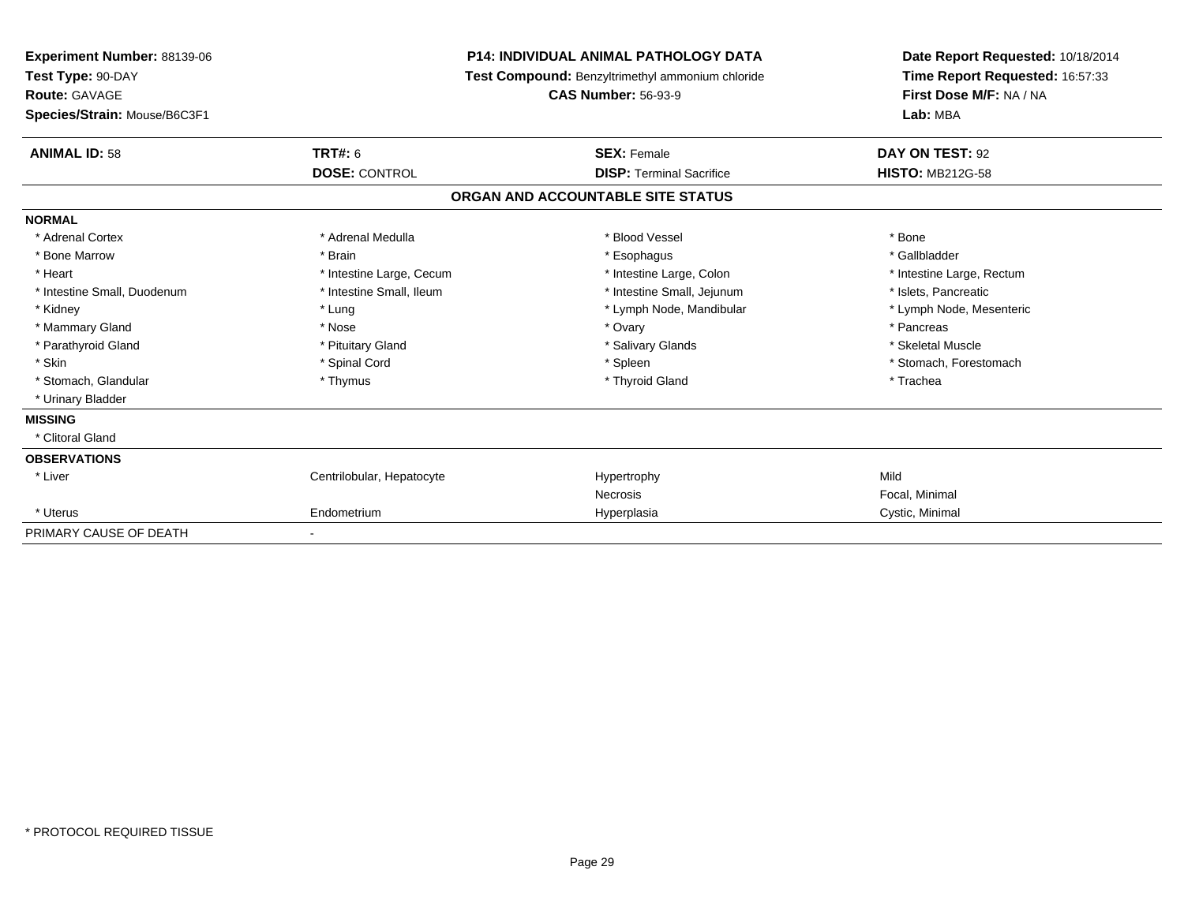**Experiment Number:** 88139-06
**Test Type:** 90-DAY
**Route:** GAVAGE
**Species/Strain:** Mouse/B6C3F1

**P14: INDIVIDUAL ANIMAL PATHOLOGY DATA**
**Test Compound:** Benzyltrimethyl ammonium chloride
**CAS Number:** 56-93-9

**Date Report Requested:** 10/18/2014
**Time Report Requested:** 16:57:33
**First Dose M/F:** NA / NA
**Lab:** MBA

| **ANIMAL ID:** 58 | **TRT#:** 6 | **SEX:** Female | **DAY ON TEST:** 92 |
|---|---|---|---|
| | **DOSE:** CONTROL | **DISP:** Terminal Sacrifice | **HISTO:** MB212G-58 |

## ORGAN AND ACCOUNTABLE SITE STATUS

**NORMAL**

| | | | |
|---|---|---|---|
| * Adrenal Cortex | * Adrenal Medulla | * Blood Vessel | * Bone |
| * Bone Marrow | * Brain | * Esophagus | * Gallbladder |
| * Heart | * Intestine Large, Cecum | * Intestine Large, Colon | * Intestine Large, Rectum |
| * Intestine Small, Duodenum | * Intestine Small, Ileum | * Intestine Small, Jejunum | * Islets, Pancreatic |
| * Kidney | * Lung | * Lymph Node, Mandibular | * Lymph Node, Mesenteric |
| * Mammary Gland | * Nose | * Ovary | * Pancreas |
| * Parathyroid Gland | * Pituitary Gland | * Salivary Glands | * Skeletal Muscle |
| * Skin | * Spinal Cord | * Spleen | * Stomach, Forestomach |
| * Stomach, Glandular | * Thymus | * Thyroid Gland | * Trachea |
| * Urinary Bladder | | | |

**MISSING**

* Clitoral Gland

**OBSERVATIONS**

| | | | |
|---|---|---|---|
| * Liver | Centrilobular, Hepatocyte | Hypertrophy | Mild |
| | | Necrosis | Focal, Minimal |
| * Uterus | Endometrium | Hyperplasia | Cystic, Minimal |

PRIMARY CAUSE OF DEATH -

* PROTOCOL REQUIRED TISSUE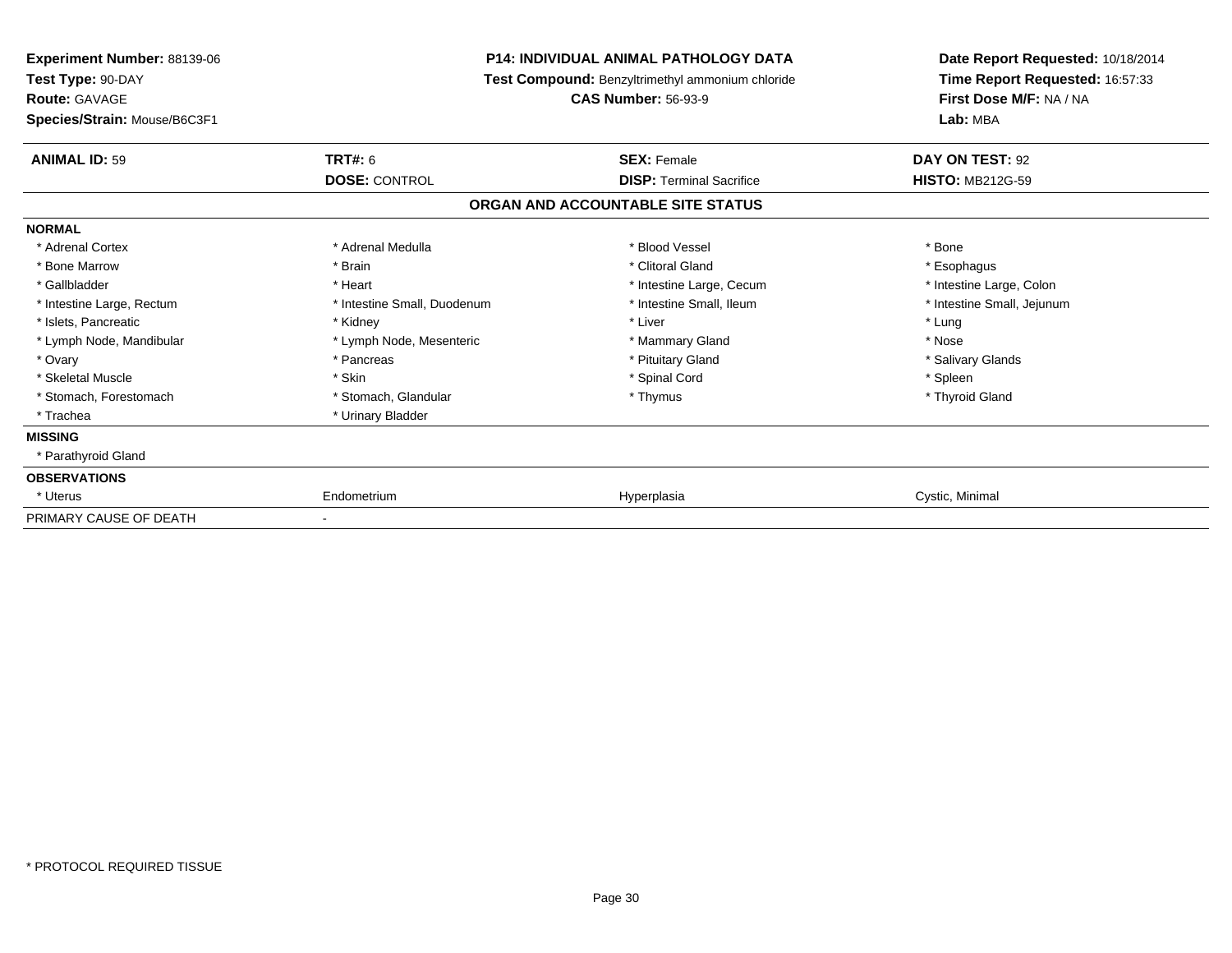**Experiment Number:** 88139-06
**Test Type:** 90-DAY
**Route:** GAVAGE
**Species/Strain:** Mouse/B6C3F1

**P14: INDIVIDUAL ANIMAL PATHOLOGY DATA**
**Test Compound:** Benzyltrimethyl ammonium chloride
**CAS Number:** 56-93-9

**Date Report Requested:** 10/18/2014
**Time Report Requested:** 16:57:33
**First Dose M/F:** NA / NA
**Lab:** MBA

| **ANIMAL ID:** 59 | **TRT#:** 6 | **SEX:** Female | **DAY ON TEST:** 92 |
|---|---|---|---|
| | **DOSE:** CONTROL | **DISP:** Terminal Sacrifice | **HISTO:** MB212G-59 |

**ORGAN AND ACCOUNTABLE SITE STATUS**

**NORMAL**

| | | | |
|---|---|---|---|
| * Adrenal Cortex | * Adrenal Medulla | * Blood Vessel | * Bone |
| * Bone Marrow | * Brain | * Clitoral Gland | * Esophagus |
| * Gallbladder | * Heart | * Intestine Large, Cecum | * Intestine Large, Colon |
| * Intestine Large, Rectum | * Intestine Small, Duodenum | * Intestine Small, Ileum | * Intestine Small, Jejunum |
| * Islets, Pancreatic | * Kidney | * Liver | * Lung |
| * Lymph Node, Mandibular | * Lymph Node, Mesenteric | * Mammary Gland | * Nose |
| * Ovary | * Pancreas | * Pituitary Gland | * Salivary Glands |
| * Skeletal Muscle | * Skin | * Spinal Cord | * Spleen |
| * Stomach, Forestomach | * Stomach, Glandular | * Thymus | * Thyroid Gland |
| * Trachea | * Urinary Bladder | | |

**MISSING**

* Parathyroid Gland

**OBSERVATIONS**

| | | | |
|---|---|---|---|
| * Uterus | Endometrium | Hyperplasia | Cystic, Minimal |

PRIMARY CAUSE OF DEATH -

* PROTOCOL REQUIRED TISSUE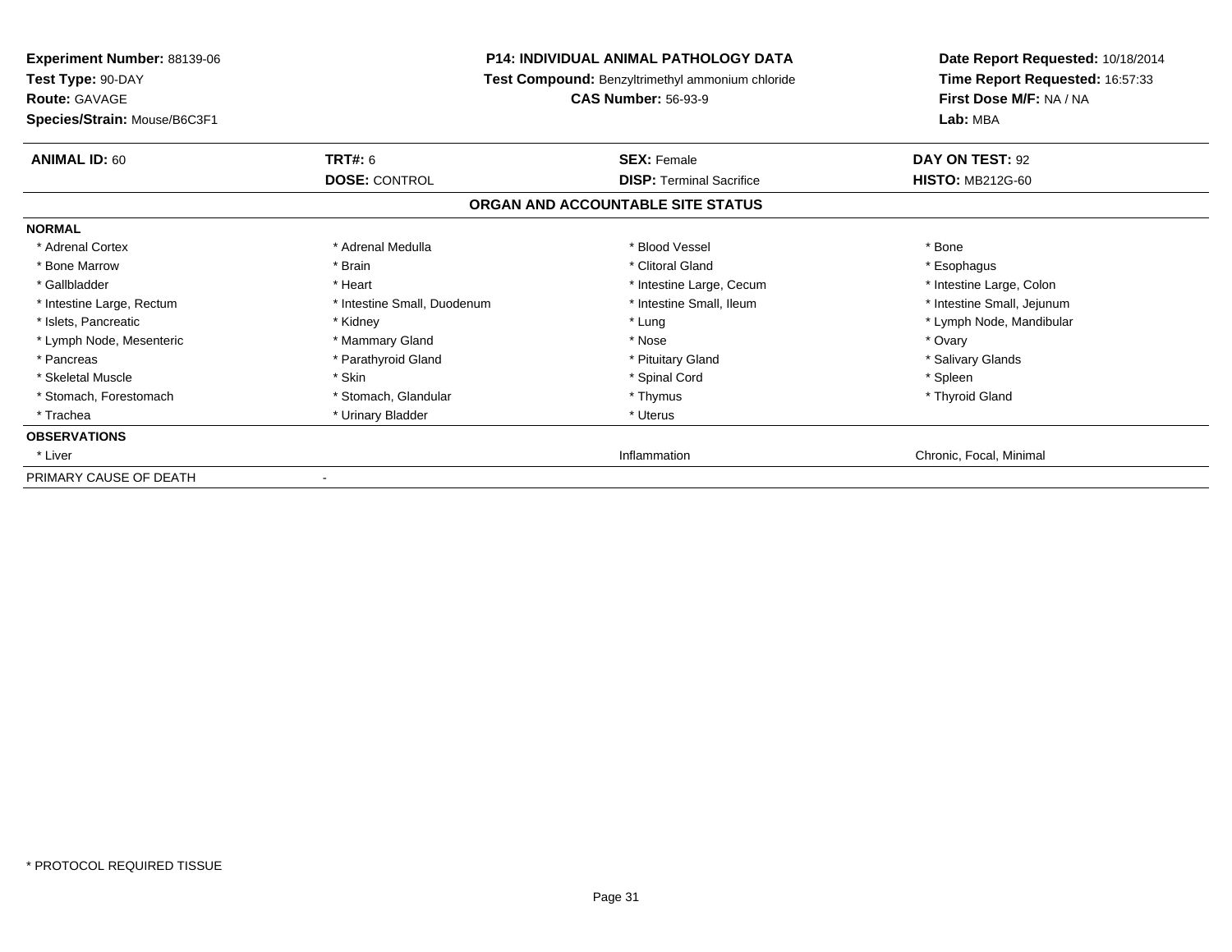**Experiment Number:** 88139-06
**Test Type:** 90-DAY
**Route:** GAVAGE
**Species/Strain:** Mouse/B6C3F1

**P14: INDIVIDUAL ANIMAL PATHOLOGY DATA**
**Test Compound:** Benzyltrimethyl ammonium chloride
**CAS Number:** 56-93-9

**Date Report Requested:** 10/18/2014
**Time Report Requested:** 16:57:33
**First Dose M/F:** NA / NA
**Lab:** MBA

| **ANIMAL ID:** 60 | **TRT#:** 6 | **SEX:** Female | **DAY ON TEST:** 92 |
|---|---|---|---|
| | **DOSE:** CONTROL | **DISP:** Terminal Sacrifice | **HISTO:** MB212G-60 |

## ORGAN AND ACCOUNTABLE SITE STATUS

| | | | |
|---|---|---|---|
| **NORMAL** | | | |
| * Adrenal Cortex | * Adrenal Medulla | * Blood Vessel | * Bone |
| * Bone Marrow | * Brain | * Clitoral Gland | * Esophagus |
| * Gallbladder | * Heart | * Intestine Large, Cecum | * Intestine Large, Colon |
| * Intestine Large, Rectum | * Intestine Small, Duodenum | * Intestine Small, Ileum | * Intestine Small, Jejunum |
| * Islets, Pancreatic | * Kidney | * Lung | * Lymph Node, Mandibular |
| * Lymph Node, Mesenteric | * Mammary Gland | * Nose | * Ovary |
| * Pancreas | * Parathyroid Gland | * Pituitary Gland | * Salivary Glands |
| * Skeletal Muscle | * Skin | * Spinal Cord | * Spleen |
| * Stomach, Forestomach | * Stomach, Glandular | * Thymus | * Thyroid Gland |
| * Trachea | * Urinary Bladder | * Uterus | |
| **OBSERVATIONS** | | | |
| * Liver | | Inflammation | Chronic, Focal, Minimal |
| PRIMARY CAUSE OF DEATH | - | | |

* PROTOCOL REQUIRED TISSUE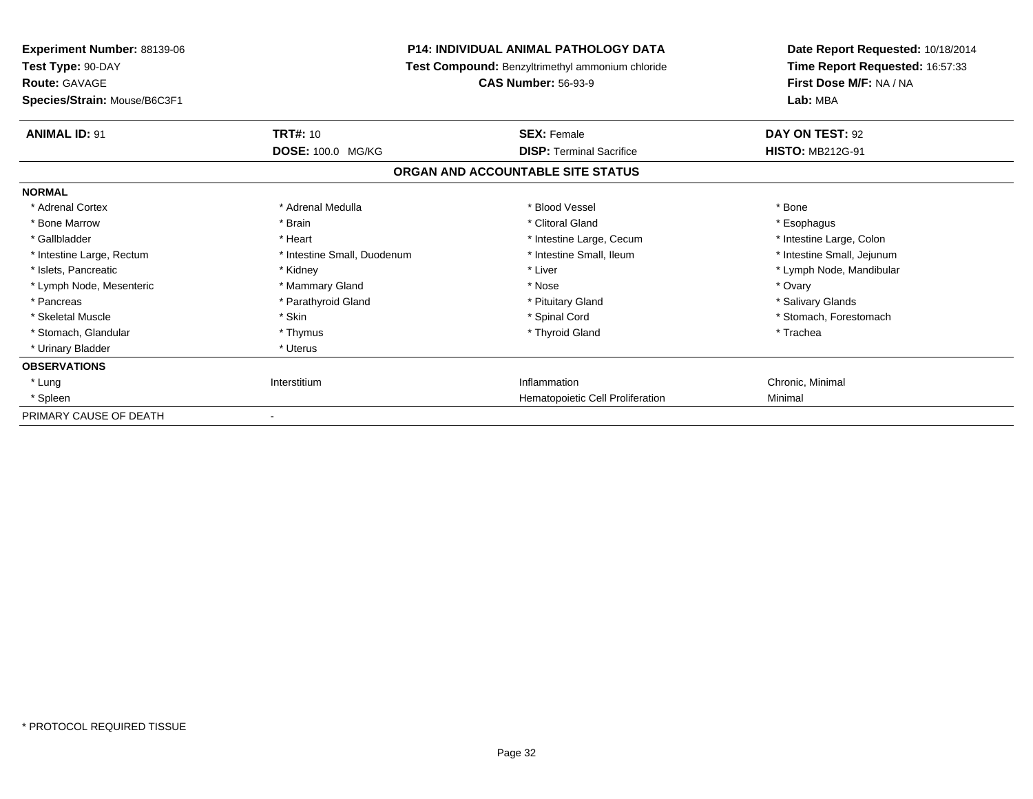**Experiment Number:** 88139-06
**Test Type:** 90-DAY
**Route:** GAVAGE
**Species/Strain:** Mouse/B6C3F1

**P14: INDIVIDUAL ANIMAL PATHOLOGY DATA**
**Test Compound:** Benzyltrimethyl ammonium chloride
**CAS Number:** 56-93-9

**Date Report Requested:** 10/18/2014
**Time Report Requested:** 16:57:33
**First Dose M/F:** NA / NA
**Lab:** MBA

| **ANIMAL ID:** 91 | **TRT#:** 10 | **SEX:** Female | **DAY ON TEST:** 92 |
|---|---|---|---|
| | **DOSE:** 100.0 MG/KG | **DISP:** Terminal Sacrifice | **HISTO:** MB212G-91 |

**ORGAN AND ACCOUNTABLE SITE STATUS**

| | | | |
|---|---|---|---|
| **NORMAL** | | | |
| * Adrenal Cortex | * Adrenal Medulla | * Blood Vessel | * Bone |
| * Bone Marrow | * Brain | * Clitoral Gland | * Esophagus |
| * Gallbladder | * Heart | * Intestine Large, Cecum | * Intestine Large, Colon |
| * Intestine Large, Rectum | * Intestine Small, Duodenum | * Intestine Small, Ileum | * Intestine Small, Jejunum |
| * Islets, Pancreatic | * Kidney | * Liver | * Lymph Node, Mandibular |
| * Lymph Node, Mesenteric | * Mammary Gland | * Nose | * Ovary |
| * Pancreas | * Parathyroid Gland | * Pituitary Gland | * Salivary Glands |
| * Skeletal Muscle | * Skin | * Spinal Cord | * Stomach, Forestomach |
| * Stomach, Glandular | * Thymus | * Thyroid Gland | * Trachea |
| * Urinary Bladder | * Uterus | | |
| **OBSERVATIONS** | | | |
| * Lung | Interstitium | Inflammation | Chronic, Minimal |
| * Spleen | | Hematopoietic Cell Proliferation | Minimal |
| PRIMARY CAUSE OF DEATH | - | | |

* PROTOCOL REQUIRED TISSUE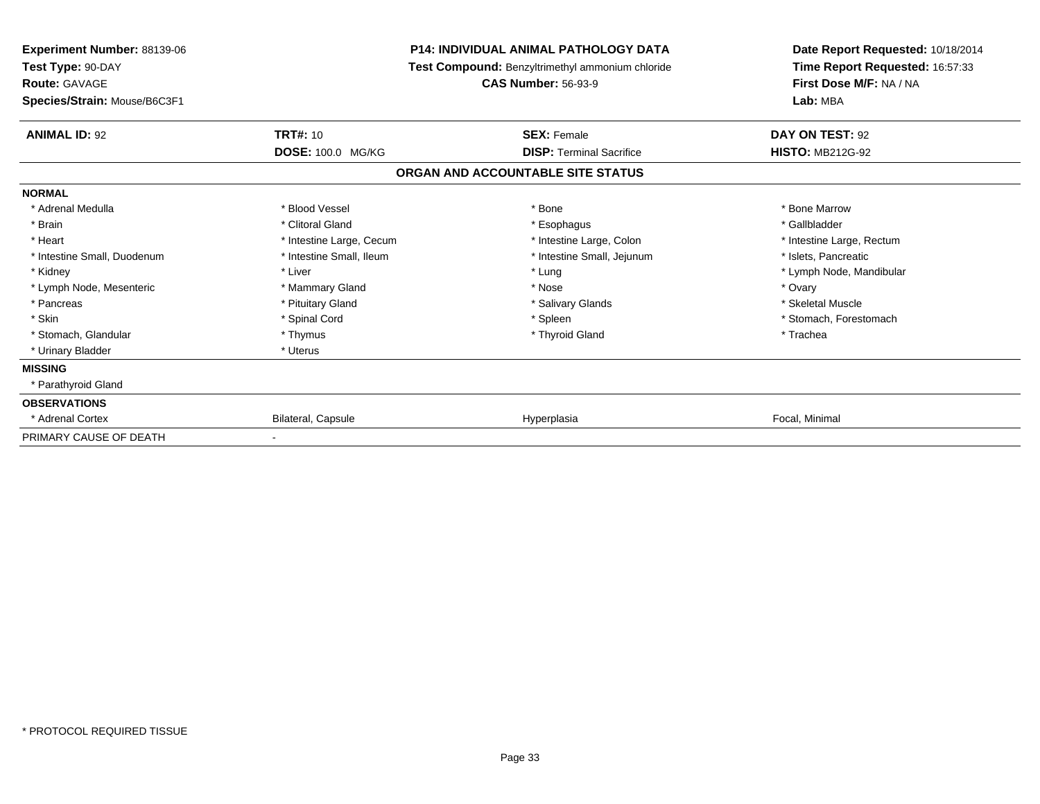**Experiment Number:** 88139-06
**Test Type:** 90-DAY
**Route:** GAVAGE
**Species/Strain:** Mouse/B6C3F1

**P14: INDIVIDUAL ANIMAL PATHOLOGY DATA**
**Test Compound:** Benzyltrimethyl ammonium chloride
**CAS Number:** 56-93-9

**Date Report Requested:** 10/18/2014
**Time Report Requested:** 16:57:33
**First Dose M/F:** NA / NA
**Lab:** MBA

| **ANIMAL ID:** 92 | **TRT#:** 10 | **SEX:** Female | **DAY ON TEST:** 92 |
|---|---|---|---|
| | **DOSE:** 100.0 MG/KG | **DISP:** Terminal Sacrifice | **HISTO:** MB212G-92 |

## ORGAN AND ACCOUNTABLE SITE STATUS

| | | | |
|---|---|---|---|
| **NORMAL** | | | |
| * Adrenal Medulla | * Blood Vessel | * Bone | * Bone Marrow |
| * Brain | * Clitoral Gland | * Esophagus | * Gallbladder |
| * Heart | * Intestine Large, Cecum | * Intestine Large, Colon | * Intestine Large, Rectum |
| * Intestine Small, Duodenum | * Intestine Small, Ileum | * Intestine Small, Jejunum | * Islets, Pancreatic |
| * Kidney | * Liver | * Lung | * Lymph Node, Mandibular |
| * Lymph Node, Mesenteric | * Mammary Gland | * Nose | * Ovary |
| * Pancreas | * Pituitary Gland | * Salivary Glands | * Skeletal Muscle |
| * Skin | * Spinal Cord | * Spleen | * Stomach, Forestomach |
| * Stomach, Glandular | * Thymus | * Thyroid Gland | * Trachea |
| * Urinary Bladder | * Uterus | | |
| **MISSING** | | | |
| * Parathyroid Gland | | | |
| **OBSERVATIONS** | | | |
| * Adrenal Cortex | Bilateral, Capsule | Hyperplasia | Focal, Minimal |
| PRIMARY CAUSE OF DEATH | - | | |

* PROTOCOL REQUIRED TISSUE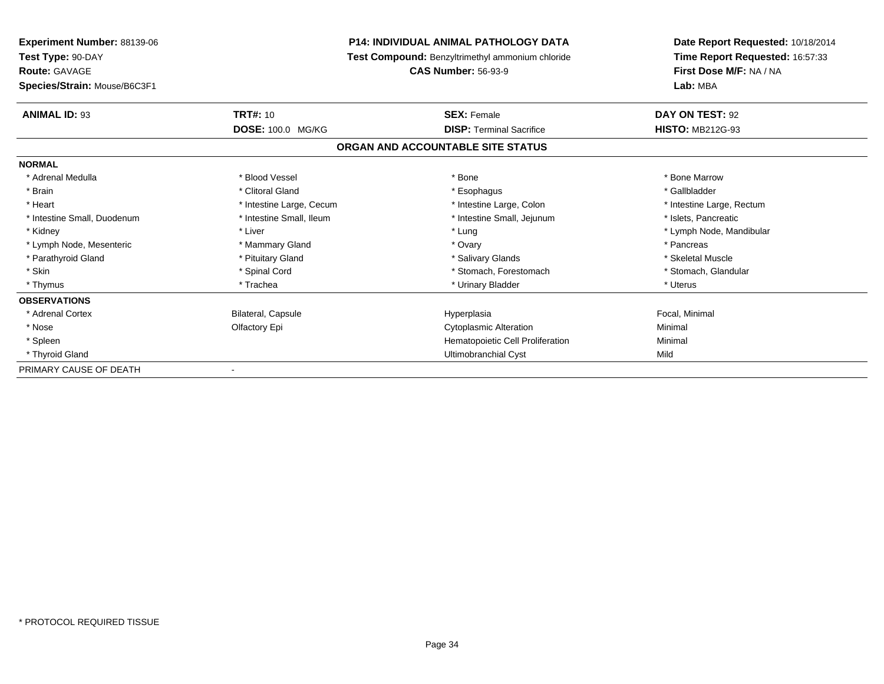**Experiment Number:** 88139-06
**Test Type:** 90-DAY
**Route:** GAVAGE
**Species/Strain:** Mouse/B6C3F1

**P14: INDIVIDUAL ANIMAL PATHOLOGY DATA**
**Test Compound:** Benzyltrimethyl ammonium chloride
**CAS Number:** 56-93-9

**Date Report Requested:** 10/18/2014
**Time Report Requested:** 16:57:33
**First Dose M/F:** NA / NA
**Lab:** MBA

| **ANIMAL ID:** 93 | **TRT#:** 10 | **SEX:** Female | **DAY ON TEST:** 92 |
|---|---|---|---|
| | **DOSE:** 100.0 MG/KG | **DISP:** Terminal Sacrifice | **HISTO:** MB212G-93 |

## ORGAN AND ACCOUNTABLE SITE STATUS

| | | | |
|---|---|---|---|
| **NORMAL** | | | |
| * Adrenal Medulla | * Blood Vessel | * Bone | * Bone Marrow |
| * Brain | * Clitoral Gland | * Esophagus | * Gallbladder |
| * Heart | * Intestine Large, Cecum | * Intestine Large, Colon | * Intestine Large, Rectum |
| * Intestine Small, Duodenum | * Intestine Small, Ileum | * Intestine Small, Jejunum | * Islets, Pancreatic |
| * Kidney | * Liver | * Lung | * Lymph Node, Mandibular |
| * Lymph Node, Mesenteric | * Mammary Gland | * Ovary | * Pancreas |
| * Parathyroid Gland | * Pituitary Gland | * Salivary Glands | * Skeletal Muscle |
| * Skin | * Spinal Cord | * Stomach, Forestomach | * Stomach, Glandular |
| * Thymus | * Trachea | * Urinary Bladder | * Uterus |
| **OBSERVATIONS** | | | |
| * Adrenal Cortex | Bilateral, Capsule | Hyperplasia | Focal, Minimal |
| * Nose | Olfactory Epi | Cytoplasmic Alteration | Minimal |
| * Spleen | | Hematopoietic Cell Proliferation | Minimal |
| * Thyroid Gland | | Ultimobranchial Cyst | Mild |
| PRIMARY CAUSE OF DEATH | - | | |

* PROTOCOL REQUIRED TISSUE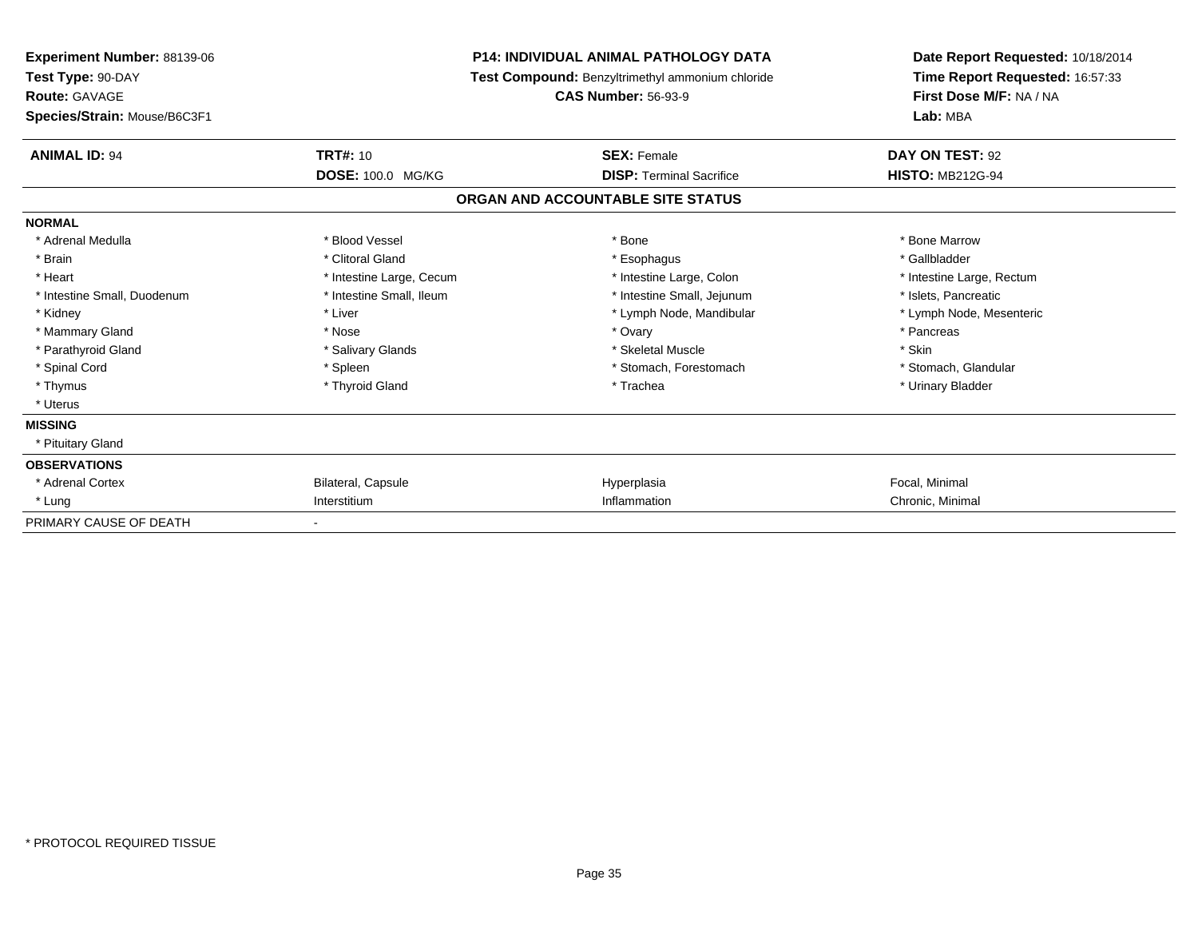**Experiment Number:** 88139-06
**Test Type:** 90-DAY
**Route:** GAVAGE
**Species/Strain:** Mouse/B6C3F1

**P14: INDIVIDUAL ANIMAL PATHOLOGY DATA**
**Test Compound:** Benzyltrimethyl ammonium chloride
**CAS Number:** 56-93-9

**Date Report Requested:** 10/18/2014
**Time Report Requested:** 16:57:33
**First Dose M/F:** NA / NA
**Lab:** MBA

| **ANIMAL ID:** 94 | **TRT#:** 10 | **SEX:** Female | **DAY ON TEST:** 92 |
|---|---|---|---|
| | **DOSE:** 100.0 MG/KG | **DISP:** Terminal Sacrifice | **HISTO:** MB212G-94 |

## ORGAN AND ACCOUNTABLE SITE STATUS

| | | | |
|---|---|---|---|
| **NORMAL** | | | |
| * Adrenal Medulla | * Blood Vessel | * Bone | * Bone Marrow |
| * Brain | * Clitoral Gland | * Esophagus | * Gallbladder |
| * Heart | * Intestine Large, Cecum | * Intestine Large, Colon | * Intestine Large, Rectum |
| * Intestine Small, Duodenum | * Intestine Small, Ileum | * Intestine Small, Jejunum | * Islets, Pancreatic |
| * Kidney | * Liver | * Lymph Node, Mandibular | * Lymph Node, Mesenteric |
| * Mammary Gland | * Nose | * Ovary | * Pancreas |
| * Parathyroid Gland | * Salivary Glands | * Skeletal Muscle | * Skin |
| * Spinal Cord | * Spleen | * Stomach, Forestomach | * Stomach, Glandular |
| * Thymus | * Thyroid Gland | * Trachea | * Urinary Bladder |
| * Uterus | | | |
| **MISSING** | | | |
| * Pituitary Gland | | | |
| **OBSERVATIONS** | | | |
| * Adrenal Cortex | Bilateral, Capsule | Hyperplasia | Focal, Minimal |
| * Lung | Interstitium | Inflammation | Chronic, Minimal |
| PRIMARY CAUSE OF DEATH | - | | |

* PROTOCOL REQUIRED TISSUE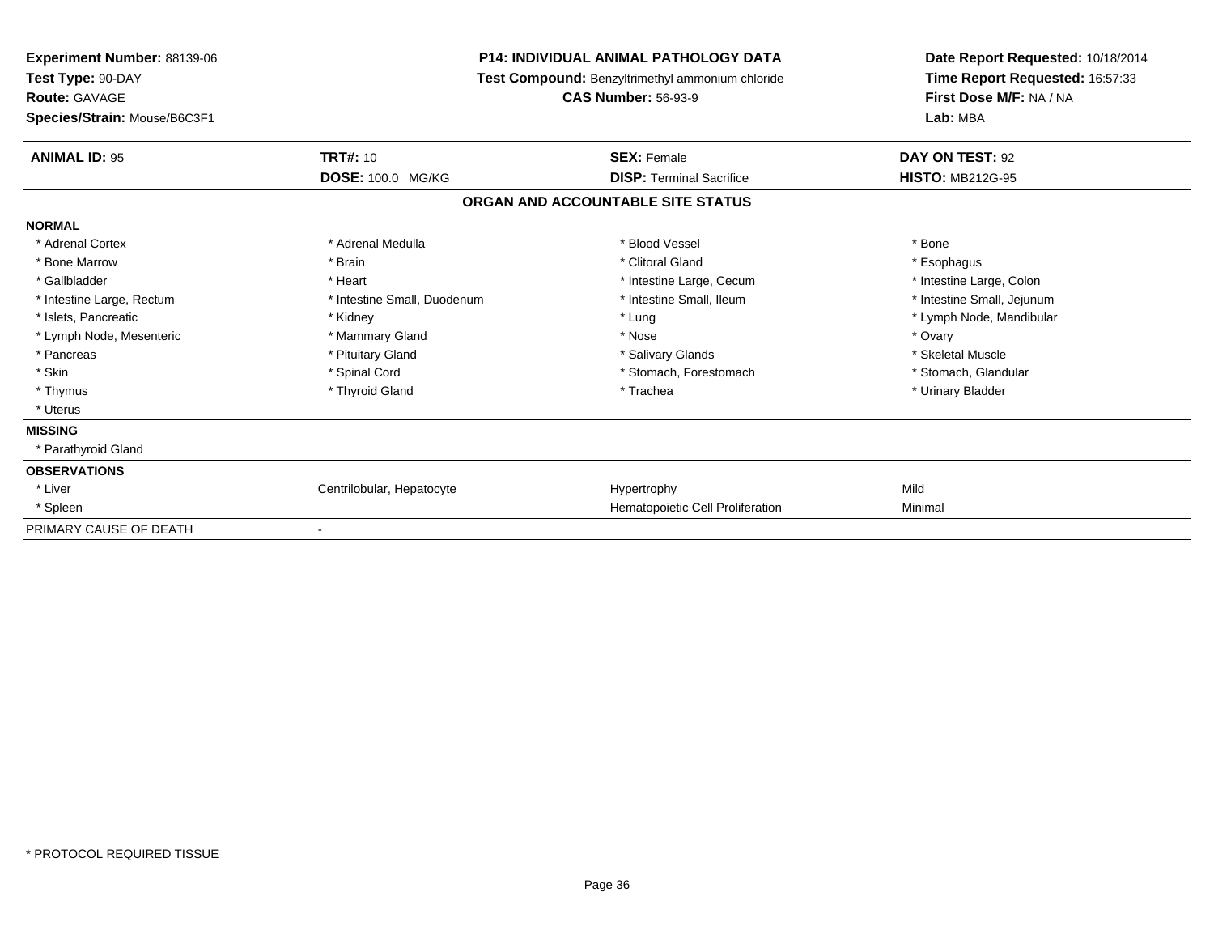**Experiment Number:** 88139-06
**Test Type:** 90-DAY
**Route:** GAVAGE
**Species/Strain:** Mouse/B6C3F1

**P14: INDIVIDUAL ANIMAL PATHOLOGY DATA**
**Test Compound:** Benzyltrimethyl ammonium chloride
**CAS Number:** 56-93-9

**Date Report Requested:** 10/18/2014
**Time Report Requested:** 16:57:33
**First Dose M/F:** NA / NA
**Lab:** MBA

| **ANIMAL ID:** 95 | **TRT#:** 10 | **SEX:** Female | **DAY ON TEST:** 92 |
|---|---|---|---|
| | **DOSE:** 100.0 MG/KG | **DISP:** Terminal Sacrifice | **HISTO:** MB212G-95 |

## ORGAN AND ACCOUNTABLE SITE STATUS

| | | | |
|---|---|---|---|
| **NORMAL** | | | |
| * Adrenal Cortex | * Adrenal Medulla | * Blood Vessel | * Bone |
| * Bone Marrow | * Brain | * Clitoral Gland | * Esophagus |
| * Gallbladder | * Heart | * Intestine Large, Cecum | * Intestine Large, Colon |
| * Intestine Large, Rectum | * Intestine Small, Duodenum | * Intestine Small, Ileum | * Intestine Small, Jejunum |
| * Islets, Pancreatic | * Kidney | * Lung | * Lymph Node, Mandibular |
| * Lymph Node, Mesenteric | * Mammary Gland | * Nose | * Ovary |
| * Pancreas | * Pituitary Gland | * Salivary Glands | * Skeletal Muscle |
| * Skin | * Spinal Cord | * Stomach, Forestomach | * Stomach, Glandular |
| * Thymus | * Thyroid Gland | * Trachea | * Urinary Bladder |
| * Uterus | | | |
| **MISSING** | | | |
| * Parathyroid Gland | | | |
| **OBSERVATIONS** | | | |
| * Liver | Centrilobular, Hepatocyte | Hypertrophy | Mild |
| * Spleen | | Hematopoietic Cell Proliferation | Minimal |
| PRIMARY CAUSE OF DEATH | - | | |

* PROTOCOL REQUIRED TISSUE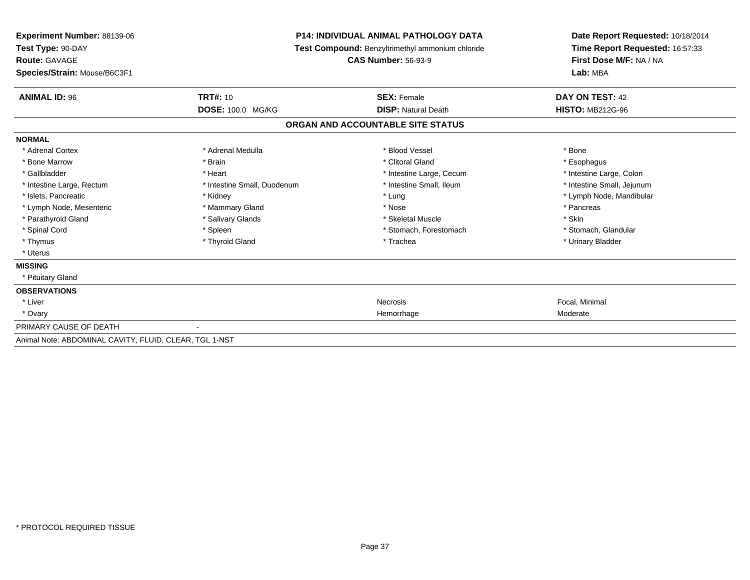**Experiment Number:** 88139-06
**Test Type:** 90-DAY
**Route:** GAVAGE
**Species/Strain:** Mouse/B6C3F1

**P14: INDIVIDUAL ANIMAL PATHOLOGY DATA**
**Test Compound:** Benzyltrimethyl ammonium chloride
**CAS Number:** 56-93-9

**Date Report Requested:** 10/18/2014
**Time Report Requested:** 16:57:33
**First Dose M/F:** NA / NA
**Lab:** MBA

| **ANIMAL ID:** 96 | **TRT#:** 10 | **SEX:** Female | **DAY ON TEST:** 42 |
|---|---|---|---|
| | **DOSE:** 100.0 MG/KG | **DISP:** Natural Death | **HISTO:** MB212G-96 |

## ORGAN AND ACCOUNTABLE SITE STATUS

**NORMAL**

| | | | |
|---|---|---|---|
| * Adrenal Cortex | * Adrenal Medulla | * Blood Vessel | * Bone |
| * Bone Marrow | * Brain | * Clitoral Gland | * Esophagus |
| * Gallbladder | * Heart | * Intestine Large, Cecum | * Intestine Large, Colon |
| * Intestine Large, Rectum | * Intestine Small, Duodenum | * Intestine Small, Ileum | * Intestine Small, Jejunum |
| * Islets, Pancreatic | * Kidney | * Lung | * Lymph Node, Mandibular |
| * Lymph Node, Mesenteric | * Mammary Gland | * Nose | * Pancreas |
| * Parathyroid Gland | * Salivary Glands | * Skeletal Muscle | * Skin |
| * Spinal Cord | * Spleen | * Stomach, Forestomach | * Stomach, Glandular |
| * Thymus | * Thyroid Gland | * Trachea | * Urinary Bladder |
| * Uterus | | | |

**MISSING**

* Pituitary Gland

**OBSERVATIONS**

| | | |
|---|---|---|
| * Liver | Necrosis | Focal, Minimal |
| * Ovary | Hemorrhage | Moderate |

PRIMARY CAUSE OF DEATH -

Animal Note: ABDOMINAL CAVITY, FLUID, CLEAR, TGL 1-NST

* PROTOCOL REQUIRED TISSUE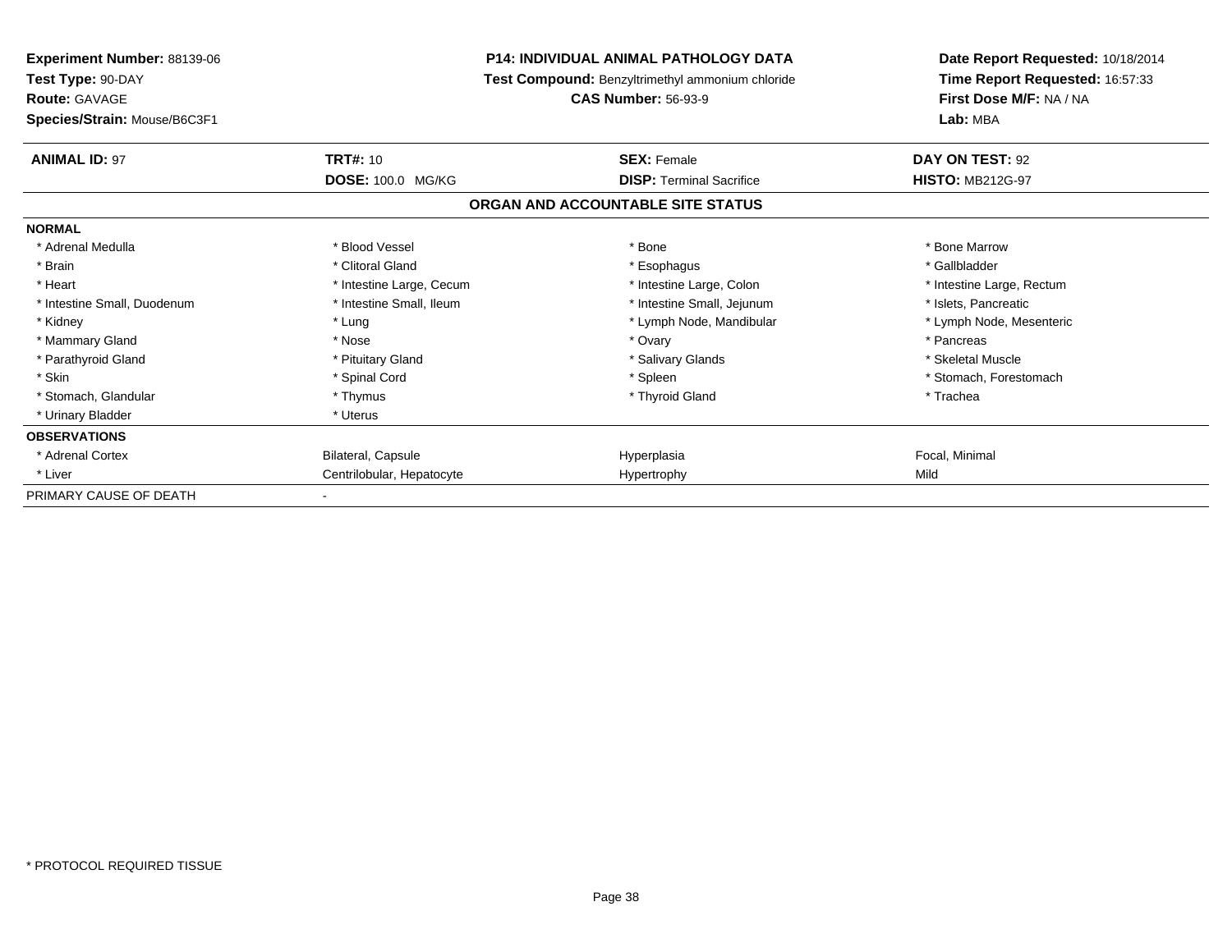**Experiment Number:** 88139-06
**Test Type:** 90-DAY
**Route:** GAVAGE
**Species/Strain:** Mouse/B6C3F1

**P14: INDIVIDUAL ANIMAL PATHOLOGY DATA**
**Test Compound:** Benzyltrimethyl ammonium chloride
**CAS Number:** 56-93-9

**Date Report Requested:** 10/18/2014
**Time Report Requested:** 16:57:33
**First Dose M/F:** NA / NA
**Lab:** MBA

| **ANIMAL ID:** 97 | **TRT#:** 10 | **SEX:** Female | **DAY ON TEST:** 92 |
|---|---|---|---|
| | **DOSE:** 100.0 MG/KG | **DISP:** Terminal Sacrifice | **HISTO:** MB212G-97 |

## ORGAN AND ACCOUNTABLE SITE STATUS

| **NORMAL** | | | |
|---|---|---|---|
| * Adrenal Medulla | * Blood Vessel | * Bone | * Bone Marrow |
| * Brain | * Clitoral Gland | * Esophagus | * Gallbladder |
| * Heart | * Intestine Large, Cecum | * Intestine Large, Colon | * Intestine Large, Rectum |
| * Intestine Small, Duodenum | * Intestine Small, Ileum | * Intestine Small, Jejunum | * Islets, Pancreatic |
| * Kidney | * Lung | * Lymph Node, Mandibular | * Lymph Node, Mesenteric |
| * Mammary Gland | * Nose | * Ovary | * Pancreas |
| * Parathyroid Gland | * Pituitary Gland | * Salivary Glands | * Skeletal Muscle |
| * Skin | * Spinal Cord | * Spleen | * Stomach, Forestomach |
| * Stomach, Glandular | * Thymus | * Thyroid Gland | * Trachea |
| * Urinary Bladder | * Uterus | | |
| **OBSERVATIONS** | | | |
| * Adrenal Cortex | Bilateral, Capsule | Hyperplasia | Focal, Minimal |
| * Liver | Centrilobular, Hepatocyte | Hypertrophy | Mild |
| PRIMARY CAUSE OF DEATH | - | | |

* PROTOCOL REQUIRED TISSUE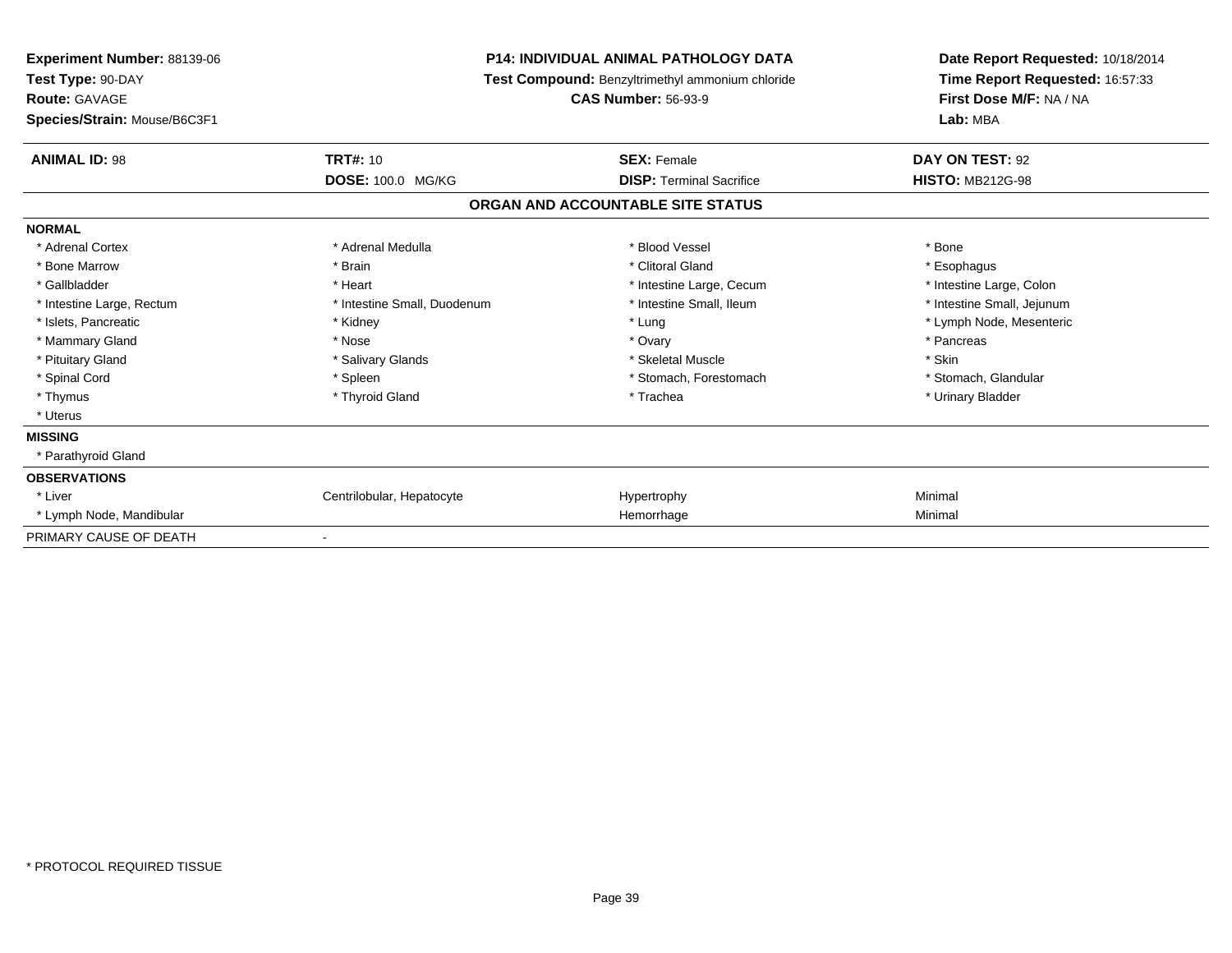**Experiment Number:** 88139-06
**Test Type:** 90-DAY
**Route:** GAVAGE
**Species/Strain:** Mouse/B6C3F1

**P14: INDIVIDUAL ANIMAL PATHOLOGY DATA**
**Test Compound:** Benzyltrimethyl ammonium chloride
**CAS Number:** 56-93-9

**Date Report Requested:** 10/18/2014
**Time Report Requested:** 16:57:33
**First Dose M/F:** NA / NA
**Lab:** MBA

| **ANIMAL ID:** 98 | **TRT#:** 10 | **SEX:** Female | **DAY ON TEST:** 92 |
|---|---|---|---|
| | **DOSE:** 100.0 MG/KG | **DISP:** Terminal Sacrifice | **HISTO:** MB212G-98 |

## ORGAN AND ACCOUNTABLE SITE STATUS

| | | | |
|---|---|---|---|
| **NORMAL** | | | |
| * Adrenal Cortex | * Adrenal Medulla | * Blood Vessel | * Bone |
| * Bone Marrow | * Brain | * Clitoral Gland | * Esophagus |
| * Gallbladder | * Heart | * Intestine Large, Cecum | * Intestine Large, Colon |
| * Intestine Large, Rectum | * Intestine Small, Duodenum | * Intestine Small, Ileum | * Intestine Small, Jejunum |
| * Islets, Pancreatic | * Kidney | * Lung | * Lymph Node, Mesenteric |
| * Mammary Gland | * Nose | * Ovary | * Pancreas |
| * Pituitary Gland | * Salivary Glands | * Skeletal Muscle | * Skin |
| * Spinal Cord | * Spleen | * Stomach, Forestomach | * Stomach, Glandular |
| * Thymus | * Thyroid Gland | * Trachea | * Urinary Bladder |
| * Uterus | | | |
| **MISSING** | | | |
| * Parathyroid Gland | | | |
| **OBSERVATIONS** | | | |
| * Liver | Centrilobular, Hepatocyte | Hypertrophy | Minimal |
| * Lymph Node, Mandibular | | Hemorrhage | Minimal |
| PRIMARY CAUSE OF DEATH | - | | |

* PROTOCOL REQUIRED TISSUE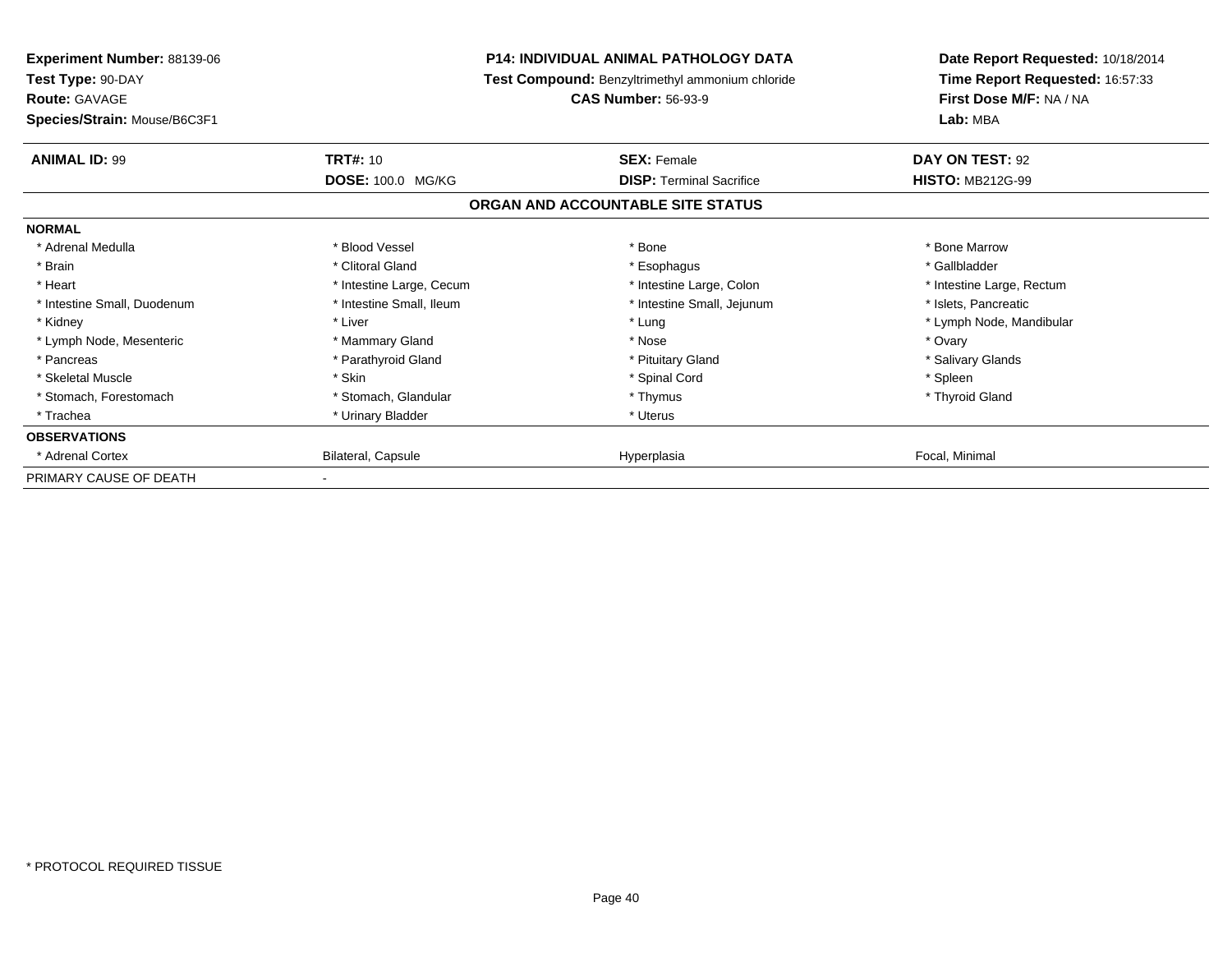**Experiment Number:** 88139-06
**Test Type:** 90-DAY
**Route:** GAVAGE
**Species/Strain:** Mouse/B6C3F1

**P14: INDIVIDUAL ANIMAL PATHOLOGY DATA**
**Test Compound:** Benzyltrimethyl ammonium chloride
**CAS Number:** 56-93-9

**Date Report Requested:** 10/18/2014
**Time Report Requested:** 16:57:33
**First Dose M/F:** NA / NA
**Lab:** MBA

| **ANIMAL ID:** 99 | **TRT#:** 10 | **SEX:** Female | **DAY ON TEST:** 92 |
|---|---|---|---|
| | **DOSE:** 100.0 MG/KG | **DISP:** Terminal Sacrifice | **HISTO:** MB212G-99 |

**ORGAN AND ACCOUNTABLE SITE STATUS**

| **NORMAL** | | | |
|---|---|---|---|
| * Adrenal Medulla | * Blood Vessel | * Bone | * Bone Marrow |
| * Brain | * Clitoral Gland | * Esophagus | * Gallbladder |
| * Heart | * Intestine Large, Cecum | * Intestine Large, Colon | * Intestine Large, Rectum |
| * Intestine Small, Duodenum | * Intestine Small, Ileum | * Intestine Small, Jejunum | * Islets, Pancreatic |
| * Kidney | * Liver | * Lung | * Lymph Node, Mandibular |
| * Lymph Node, Mesenteric | * Mammary Gland | * Nose | * Ovary |
| * Pancreas | * Parathyroid Gland | * Pituitary Gland | * Salivary Glands |
| * Skeletal Muscle | * Skin | * Spinal Cord | * Spleen |
| * Stomach, Forestomach | * Stomach, Glandular | * Thymus | * Thyroid Gland |
| * Trachea | * Urinary Bladder | * Uterus | |
| **OBSERVATIONS** | | | |
| * Adrenal Cortex | Bilateral, Capsule | Hyperplasia | Focal, Minimal |
| PRIMARY CAUSE OF DEATH | - | | |

* PROTOCOL REQUIRED TISSUE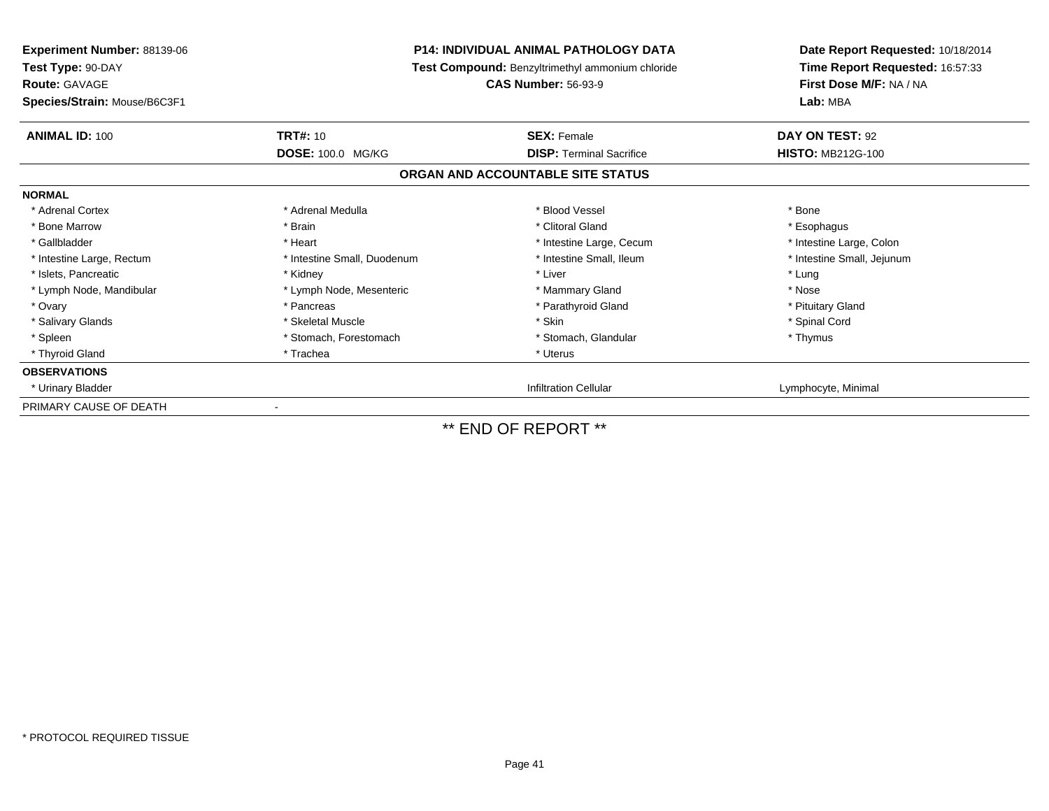**Experiment Number:** 88139-06
**Test Type:** 90-DAY
**Route:** GAVAGE
**Species/Strain:** Mouse/B6C3F1

**P14: INDIVIDUAL ANIMAL PATHOLOGY DATA**
**Test Compound:** Benzyltrimethyl ammonium chloride
**CAS Number:** 56-93-9

**Date Report Requested:** 10/18/2014
**Time Report Requested:** 16:57:33
**First Dose M/F:** NA / NA
**Lab:** MBA

| | | | |
|---|---|---|---|
| **ANIMAL ID:** 100 | **TRT#:** 10 | **SEX:** Female | **DAY ON TEST:** 92 |
| | **DOSE:** 100.0 MG/KG | **DISP:** Terminal Sacrifice | **HISTO:** MB212G-100 |

**ORGAN AND ACCOUNTABLE SITE STATUS**

**NORMAL**

| | | | |
|---|---|---|---|
| * Adrenal Cortex | * Adrenal Medulla | * Blood Vessel | * Bone |
| * Bone Marrow | * Brain | * Clitoral Gland | * Esophagus |
| * Gallbladder | * Heart | * Intestine Large, Cecum | * Intestine Large, Colon |
| * Intestine Large, Rectum | * Intestine Small, Duodenum | * Intestine Small, Ileum | * Intestine Small, Jejunum |
| * Islets, Pancreatic | * Kidney | * Liver | * Lung |
| * Lymph Node, Mandibular | * Lymph Node, Mesenteric | * Mammary Gland | * Nose |
| * Ovary | * Pancreas | * Parathyroid Gland | * Pituitary Gland |
| * Salivary Glands | * Skeletal Muscle | * Skin | * Spinal Cord |
| * Spleen | * Stomach, Forestomach | * Stomach, Glandular | * Thymus |
| * Thyroid Gland | * Trachea | * Uterus | |

**OBSERVATIONS**

| | | | |
|---|---|---|---|
| * Urinary Bladder | | Infiltration Cellular | Lymphocyte, Minimal |

PRIMARY CAUSE OF DEATH -

** END OF REPORT **

* PROTOCOL REQUIRED TISSUE